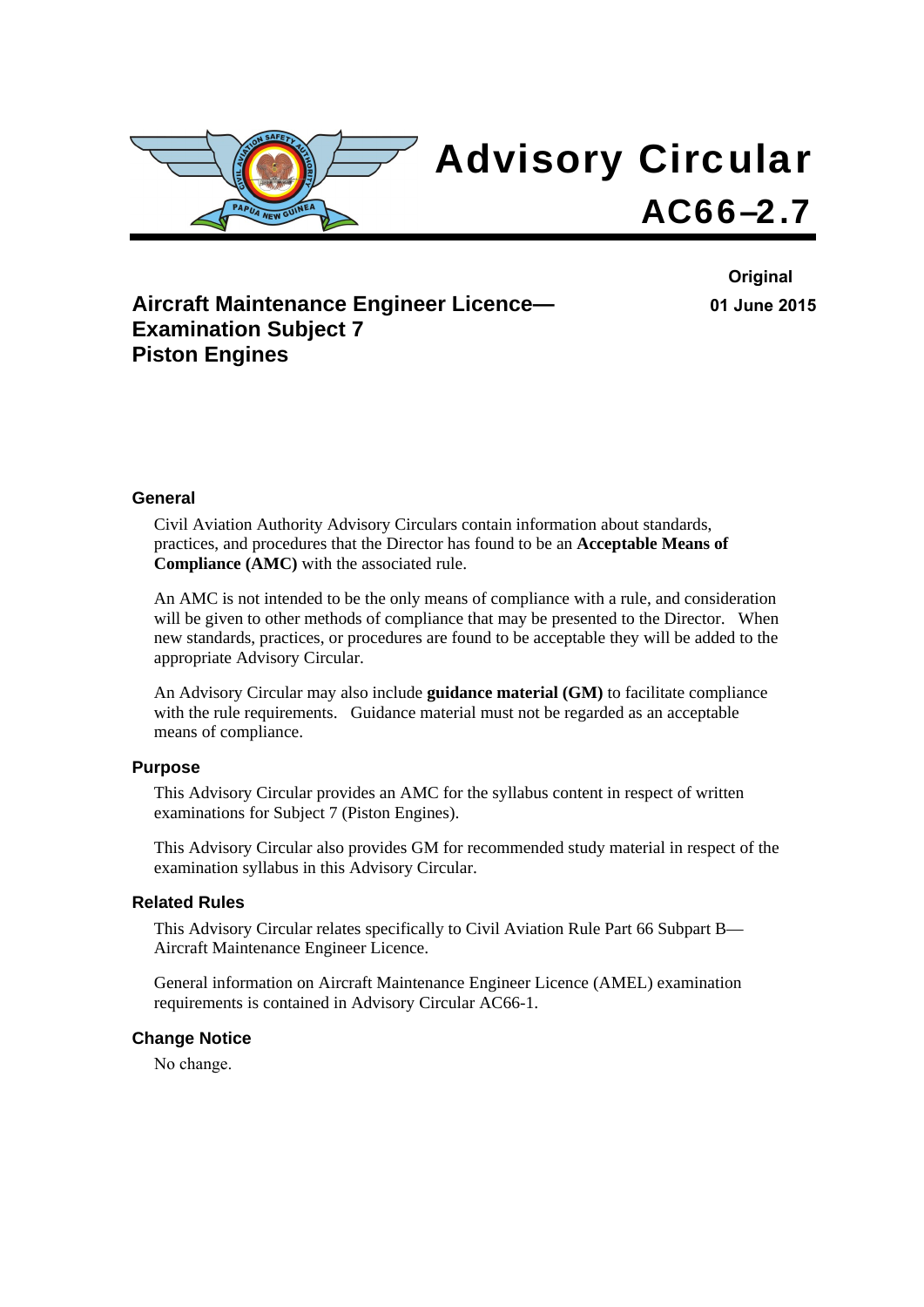# Advisory Circular

# AC66–2.7

**Original**

**01 June 2015**

## Aircraft Maintenance Engineer Licence—Examination Subject 7 Piston Engines

### General

Civil Aviation Authority Advisory Circulars contain information about standards, practices, and procedures that the Director has found to be an **Acceptable Means of Compliance (AMC)** with the associated rule.

An AMC is not intended to be the only means of compliance with a rule, and consideration will be given to other methods of compliance that may be presented to the Director. When new standards, practices, or procedures are found to be acceptable they will be added to the appropriate Advisory Circular.

An Advisory Circular may also include **guidance material (GM)** to facilitate compliance with the rule requirements. Guidance material must not be regarded as an acceptable means of compliance.

### Purpose

This Advisory Circular provides an AMC for the syllabus content in respect of written examinations for Subject 7 (Piston Engines).

This Advisory Circular also provides GM for recommended study material in respect of the examination syllabus in this Advisory Circular.

### Related Rules

This Advisory Circular relates specifically to Civil Aviation Rule Part 66 Subpart B—Aircraft Maintenance Engineer Licence.

General information on Aircraft Maintenance Engineer Licence (AMEL) examination requirements is contained in Advisory Circular AC66-1.

### Change Notice

No change.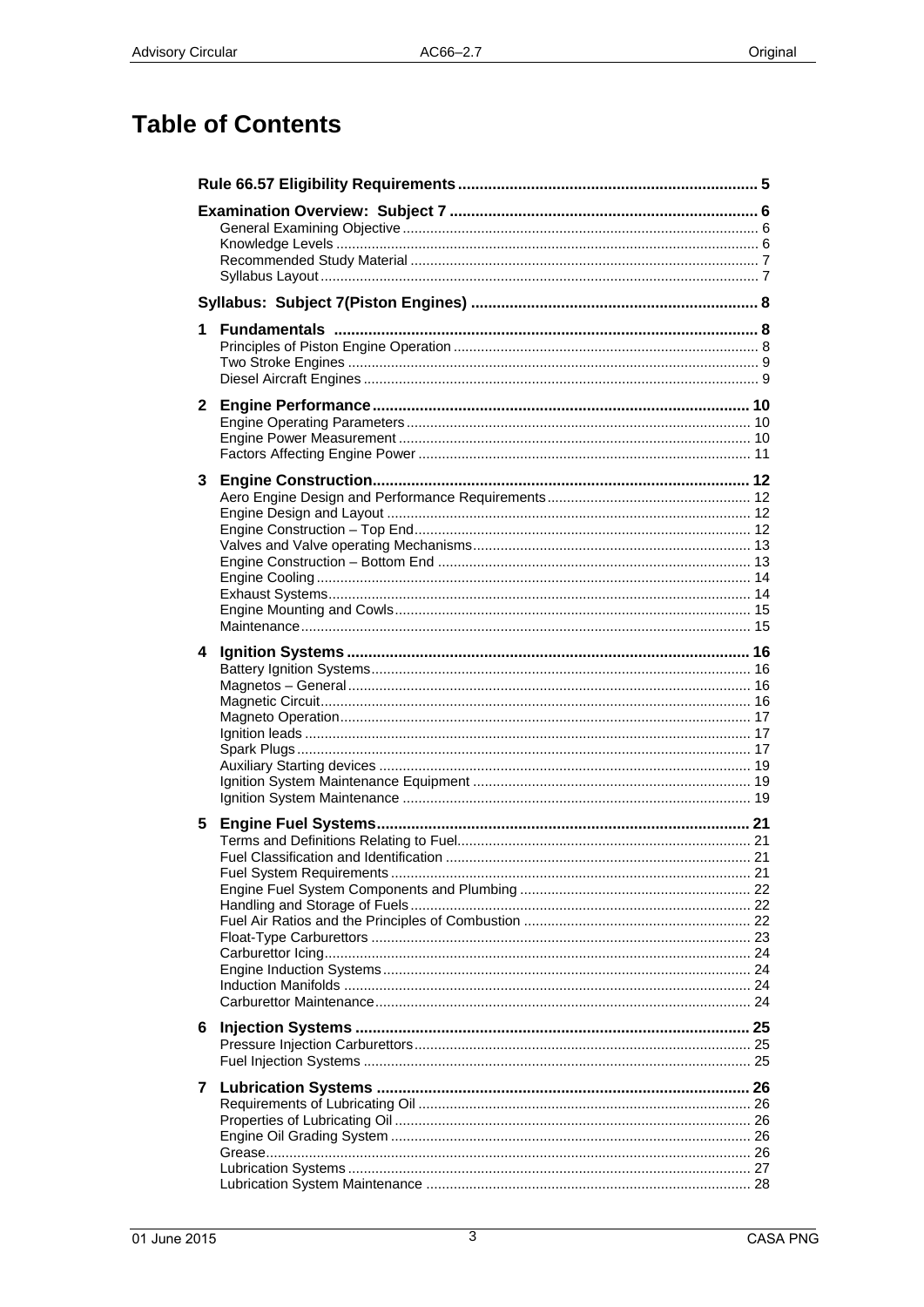# Table of Contents

**Rule 66.57 Eligibility Requirements** ..... 5

**Examination Overview: Subject 7** ..... 6
- General Examining Objective ..... 6
- Knowledge Levels ..... 6
- Recommended Study Material ..... 7
- Syllabus Layout ..... 7

**Syllabus: Subject 7(Piston Engines)** ..... 8

**1 Fundamentals** ..... 8
- Principles of Piston Engine Operation ..... 8
- Two Stroke Engines ..... 9
- Diesel Aircraft Engines ..... 9

**2 Engine Performance** ..... 10
- Engine Operating Parameters ..... 10
- Engine Power Measurement ..... 10
- Factors Affecting Engine Power ..... 11

**3 Engine Construction** ..... 12
- Aero Engine Design and Performance Requirements ..... 12
- Engine Design and Layout ..... 12
- Engine Construction – Top End ..... 12
- Valves and Valve operating Mechanisms ..... 13
- Engine Construction – Bottom End ..... 13
- Engine Cooling ..... 14
- Exhaust Systems ..... 14
- Engine Mounting and Cowls ..... 15
- Maintenance ..... 15

**4 Ignition Systems** ..... 16
- Battery Ignition Systems ..... 16
- Magnetos – General ..... 16
- Magnetic Circuit ..... 16
- Magneto Operation ..... 17
- Ignition leads ..... 17
- Spark Plugs ..... 17
- Auxiliary Starting devices ..... 19
- Ignition System Maintenance Equipment ..... 19
- Ignition System Maintenance ..... 19

**5 Engine Fuel Systems** ..... 21
- Terms and Definitions Relating to Fuel ..... 21
- Fuel Classification and Identification ..... 21
- Fuel System Requirements ..... 21
- Engine Fuel System Components and Plumbing ..... 22
- Handling and Storage of Fuels ..... 22
- Fuel Air Ratios and the Principles of Combustion ..... 22
- Float-Type Carburettors ..... 23
- Carburettor Icing ..... 24
- Engine Induction Systems ..... 24
- Induction Manifolds ..... 24
- Carburettor Maintenance ..... 24

**6 Injection Systems** ..... 25
- Pressure Injection Carburettors ..... 25
- Fuel Injection Systems ..... 25

**7 Lubrication Systems** ..... 26
- Requirements of Lubricating Oil ..... 26
- Properties of Lubricating Oil ..... 26
- Engine Oil Grading System ..... 26
- Grease ..... 26
- Lubrication Systems ..... 27
- Lubrication System Maintenance ..... 28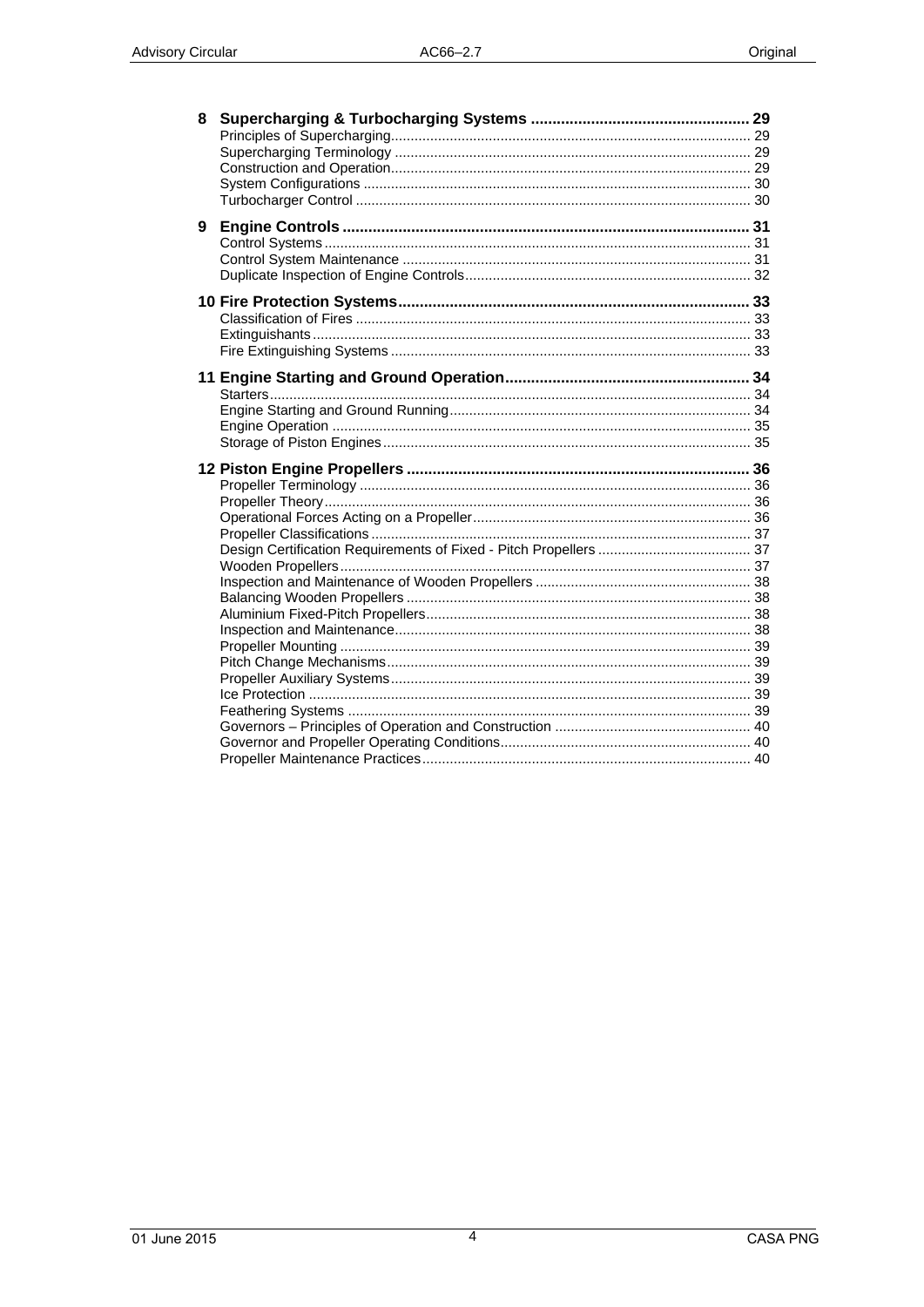**8 Supercharging & Turbocharging Systems ..... 29**

Principles of Supercharging ..... 29
Supercharging Terminology ..... 29
Construction and Operation ..... 29
System Configurations ..... 30
Turbocharger Control ..... 30

**9 Engine Controls ..... 31**

Control Systems ..... 31
Control System Maintenance ..... 31
Duplicate Inspection of Engine Controls ..... 32

**10 Fire Protection Systems ..... 33**

Classification of Fires ..... 33
Extinguishants ..... 33
Fire Extinguishing Systems ..... 33

**11 Engine Starting and Ground Operation ..... 34**

Starters ..... 34
Engine Starting and Ground Running ..... 34
Engine Operation ..... 35
Storage of Piston Engines ..... 35

**12 Piston Engine Propellers ..... 36**

Propeller Terminology ..... 36
Propeller Theory ..... 36
Operational Forces Acting on a Propeller ..... 36
Propeller Classifications ..... 37
Design Certification Requirements of Fixed - Pitch Propellers ..... 37
Wooden Propellers ..... 37
Inspection and Maintenance of Wooden Propellers ..... 38
Balancing Wooden Propellers ..... 38
Aluminium Fixed-Pitch Propellers ..... 38
Inspection and Maintenance ..... 38
Propeller Mounting ..... 39
Pitch Change Mechanisms ..... 39
Propeller Auxiliary Systems ..... 39
Ice Protection ..... 39
Feathering Systems ..... 39
Governors – Principles of Operation and Construction ..... 40
Governor and Propeller Operating Conditions ..... 40
Propeller Maintenance Practices ..... 40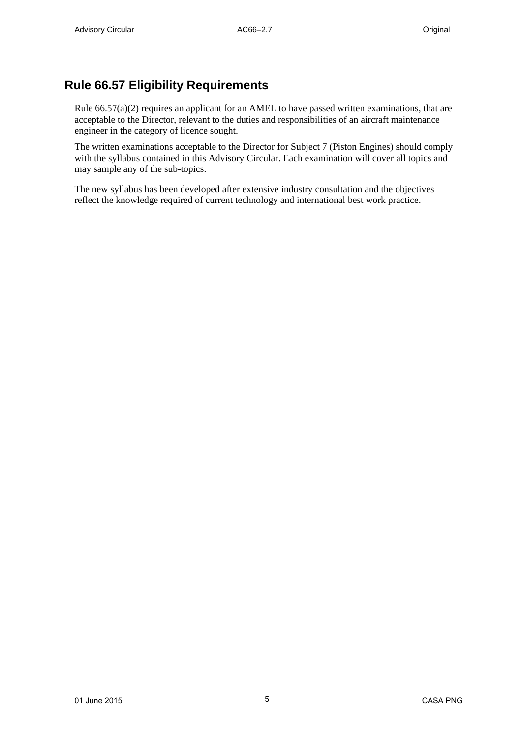# Rule 66.57 Eligibility Requirements

Rule 66.57(a)(2) requires an applicant for an AMEL to have passed written examinations, that are acceptable to the Director, relevant to the duties and responsibilities of an aircraft maintenance engineer in the category of licence sought.

The written examinations acceptable to the Director for Subject 7 (Piston Engines) should comply with the syllabus contained in this Advisory Circular. Each examination will cover all topics and may sample any of the sub-topics.

The new syllabus has been developed after extensive industry consultation and the objectives reflect the knowledge required of current technology and international best work practice.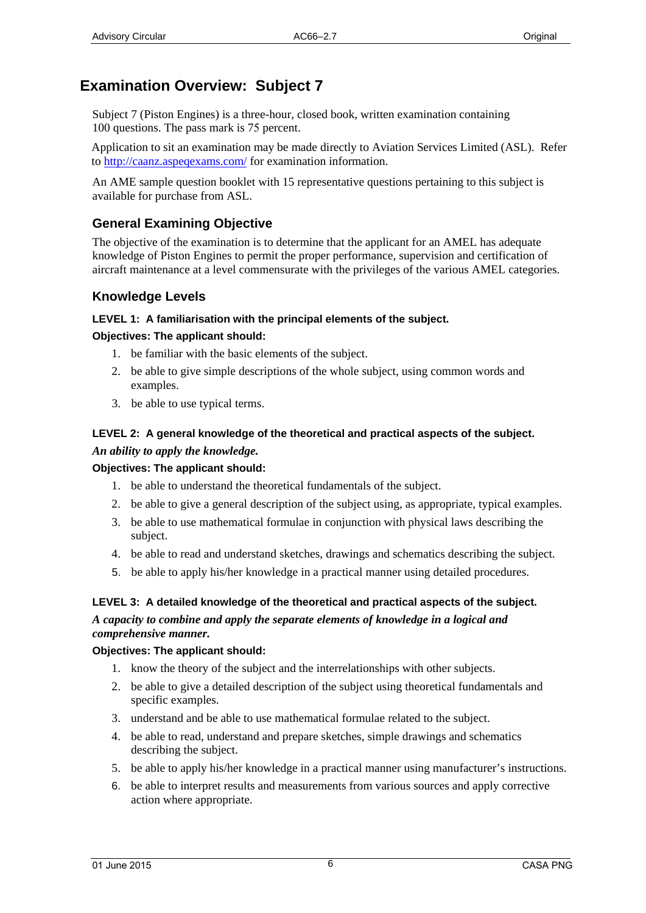# Examination Overview: Subject 7

Subject 7 (Piston Engines) is a three-hour, closed book, written examination containing 100 questions. The pass mark is 75 percent.

Application to sit an examination may be made directly to Aviation Services Limited (ASL). Refer to http://caanz.aspeqexams.com/ for examination information.

An AME sample question booklet with 15 representative questions pertaining to this subject is available for purchase from ASL.

## General Examining Objective

The objective of the examination is to determine that the applicant for an AMEL has adequate knowledge of Piston Engines to permit the proper performance, supervision and certification of aircraft maintenance at a level commensurate with the privileges of the various AMEL categories.

## Knowledge Levels

**LEVEL 1: A familiarisation with the principal elements of the subject.**

**Objectives: The applicant should:**

1. be familiar with the basic elements of the subject.
2. be able to give simple descriptions of the whole subject, using common words and examples.
3. be able to use typical terms.

**LEVEL 2: A general knowledge of the theoretical and practical aspects of the subject.**

***An ability to apply the knowledge.***

**Objectives: The applicant should:**

1. be able to understand the theoretical fundamentals of the subject.
2. be able to give a general description of the subject using, as appropriate, typical examples.
3. be able to use mathematical formulae in conjunction with physical laws describing the subject.
4. be able to read and understand sketches, drawings and schematics describing the subject.
5. be able to apply his/her knowledge in a practical manner using detailed procedures.

**LEVEL 3: A detailed knowledge of the theoretical and practical aspects of the subject.**

***A capacity to combine and apply the separate elements of knowledge in a logical and comprehensive manner.***

**Objectives: The applicant should:**

1. know the theory of the subject and the interrelationships with other subjects.
2. be able to give a detailed description of the subject using theoretical fundamentals and specific examples.
3. understand and be able to use mathematical formulae related to the subject.
4. be able to read, understand and prepare sketches, simple drawings and schematics describing the subject.
5. be able to apply his/her knowledge in a practical manner using manufacturer's instructions.
6. be able to interpret results and measurements from various sources and apply corrective action where appropriate.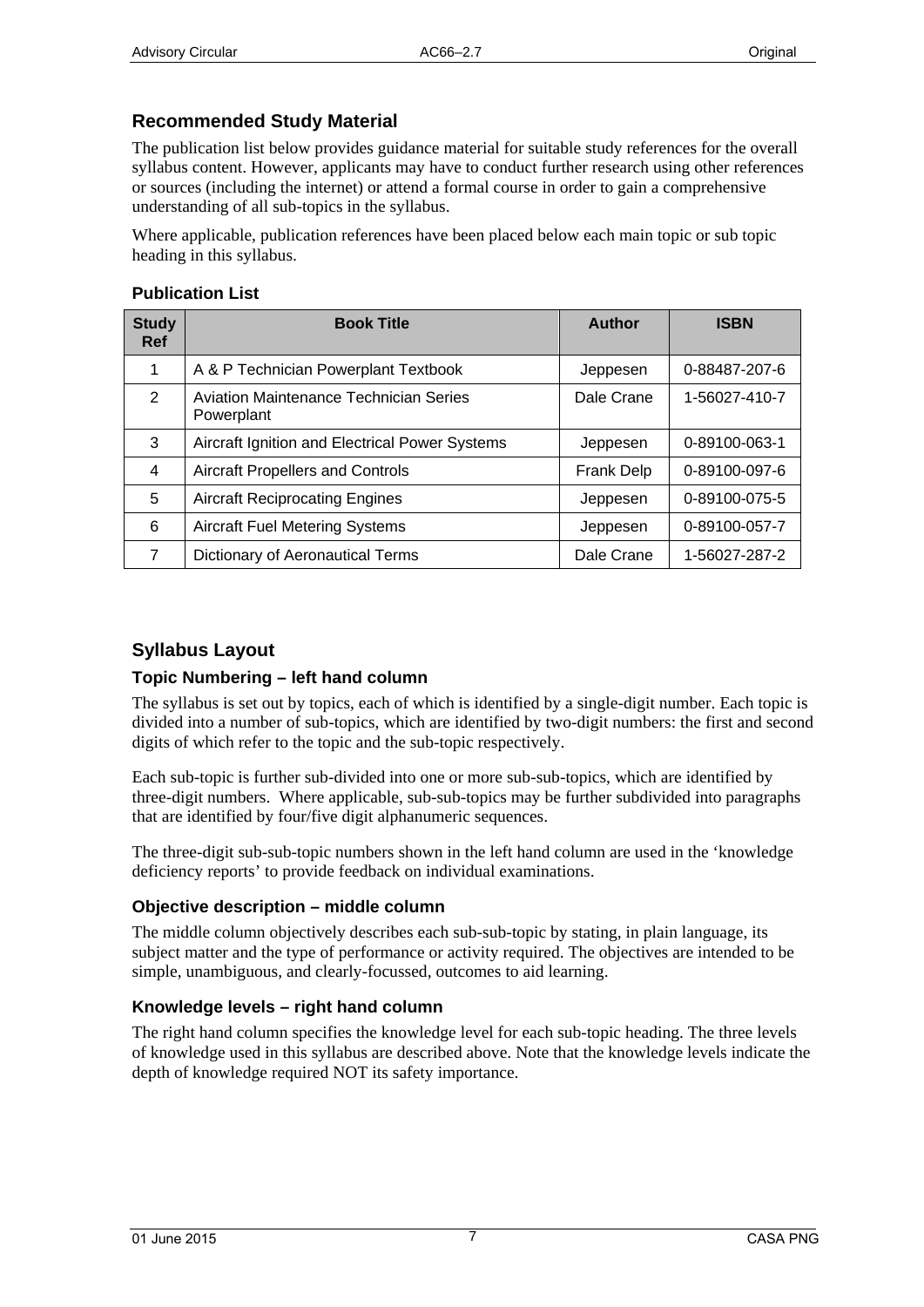## Recommended Study Material

The publication list below provides guidance material for suitable study references for the overall syllabus content. However, applicants may have to conduct further research using other references or sources (including the internet) or attend a formal course in order to gain a comprehensive understanding of all sub-topics in the syllabus.

Where applicable, publication references have been placed below each main topic or sub topic heading in this syllabus.

### Publication List

| Study Ref | Book Title | Author | ISBN |
|---|---|---|---|
| 1 | A & P Technician Powerplant Textbook | Jeppesen | 0-88487-207-6 |
| 2 | Aviation Maintenance Technician Series Powerplant | Dale Crane | 1-56027-410-7 |
| 3 | Aircraft Ignition and Electrical Power Systems | Jeppesen | 0-89100-063-1 |
| 4 | Aircraft Propellers and Controls | Frank Delp | 0-89100-097-6 |
| 5 | Aircraft Reciprocating Engines | Jeppesen | 0-89100-075-5 |
| 6 | Aircraft Fuel Metering Systems | Jeppesen | 0-89100-057-7 |
| 7 | Dictionary of Aeronautical Terms | Dale Crane | 1-56027-287-2 |

## Syllabus Layout

### Topic Numbering – left hand column

The syllabus is set out by topics, each of which is identified by a single-digit number. Each topic is divided into a number of sub-topics, which are identified by two-digit numbers: the first and second digits of which refer to the topic and the sub-topic respectively.

Each sub-topic is further sub-divided into one or more sub-sub-topics, which are identified by three-digit numbers. Where applicable, sub-sub-topics may be further subdivided into paragraphs that are identified by four/five digit alphanumeric sequences.

The three-digit sub-sub-topic numbers shown in the left hand column are used in the 'knowledge deficiency reports' to provide feedback on individual examinations.

### Objective description – middle column

The middle column objectively describes each sub-sub-topic by stating, in plain language, its subject matter and the type of performance or activity required. The objectives are intended to be simple, unambiguous, and clearly-focussed, outcomes to aid learning.

### Knowledge levels – right hand column

The right hand column specifies the knowledge level for each sub-topic heading. The three levels of knowledge used in this syllabus are described above. Note that the knowledge levels indicate the depth of knowledge required NOT its safety importance.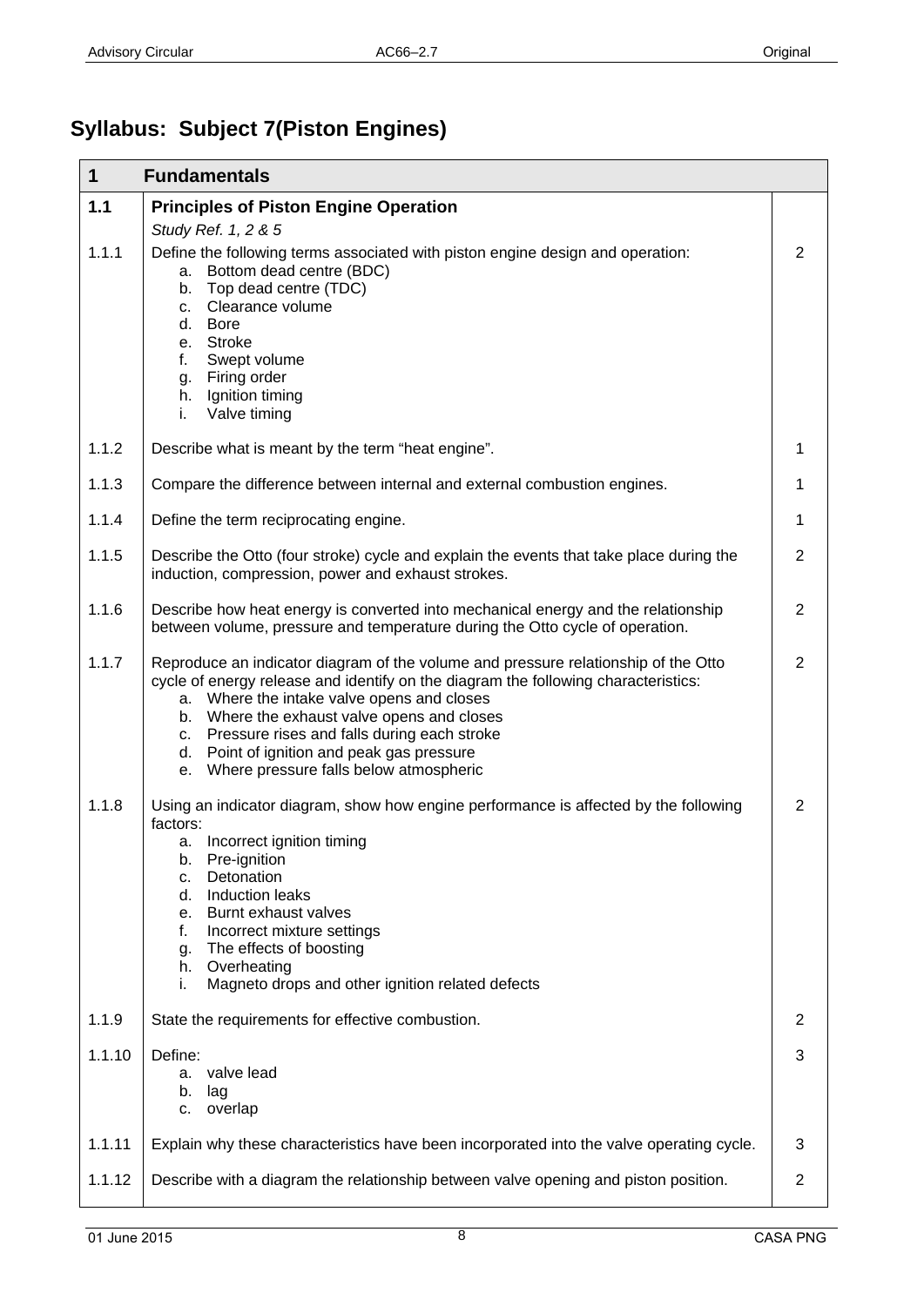## Syllabus: Subject 7(Piston Engines)

| **1** | **Fundamentals** | |
|---|---|---|
| **1.1** | **Principles of Piston Engine Operation**<br>*Study Ref. 1, 2 & 5* | |
| 1.1.1 | Define the following terms associated with piston engine design and operation:<br>a. Bottom dead centre (BDC)<br>b. Top dead centre (TDC)<br>c. Clearance volume<br>d. Bore<br>e. Stroke<br>f. Swept volume<br>g. Firing order<br>h. Ignition timing<br>i. Valve timing | 2 |
| 1.1.2 | Describe what is meant by the term “heat engine”. | 1 |
| 1.1.3 | Compare the difference between internal and external combustion engines. | 1 |
| 1.1.4 | Define the term reciprocating engine. | 1 |
| 1.1.5 | Describe the Otto (four stroke) cycle and explain the events that take place during the induction, compression, power and exhaust strokes. | 2 |
| 1.1.6 | Describe how heat energy is converted into mechanical energy and the relationship between volume, pressure and temperature during the Otto cycle of operation. | 2 |
| 1.1.7 | Reproduce an indicator diagram of the volume and pressure relationship of the Otto cycle of energy release and identify on the diagram the following characteristics:<br>a. Where the intake valve opens and closes<br>b. Where the exhaust valve opens and closes<br>c. Pressure rises and falls during each stroke<br>d. Point of ignition and peak gas pressure<br>e. Where pressure falls below atmospheric | 2 |
| 1.1.8 | Using an indicator diagram, show how engine performance is affected by the following factors:<br>a. Incorrect ignition timing<br>b. Pre-ignition<br>c. Detonation<br>d. Induction leaks<br>e. Burnt exhaust valves<br>f. Incorrect mixture settings<br>g. The effects of boosting<br>h. Overheating<br>i. Magneto drops and other ignition related defects | 2 |
| 1.1.9 | State the requirements for effective combustion. | 2 |
| 1.1.10 | Define:<br>a. valve lead<br>b. lag<br>c. overlap | 3 |
| 1.1.11 | Explain why these characteristics have been incorporated into the valve operating cycle. | 3 |
| 1.1.12 | Describe with a diagram the relationship between valve opening and piston position. | 2 |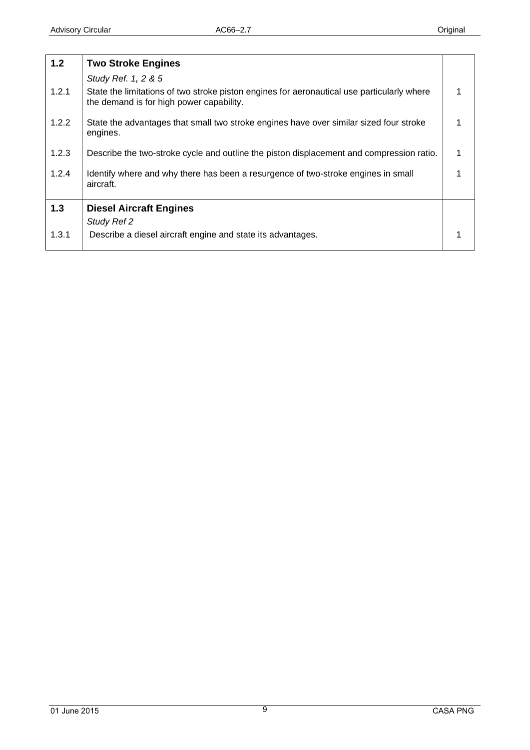| | | |
|---|---|---|
| **1.2** | **Two Stroke Engines** | |
| | *Study Ref. 1, 2 & 5* | |
| 1.2.1 | State the limitations of two stroke piston engines for aeronautical use particularly where the demand is for high power capability. | 1 |
| 1.2.2 | State the advantages that small two stroke engines have over similar sized four stroke engines. | 1 |
| 1.2.3 | Describe the two-stroke cycle and outline the piston displacement and compression ratio. | 1 |
| 1.2.4 | Identify where and why there has been a resurgence of two-stroke engines in small aircraft. | 1 |
| **1.3** | **Diesel Aircraft Engines** | |
| | *Study Ref 2* | |
| 1.3.1 | Describe a diesel aircraft engine and state its advantages. | 1 |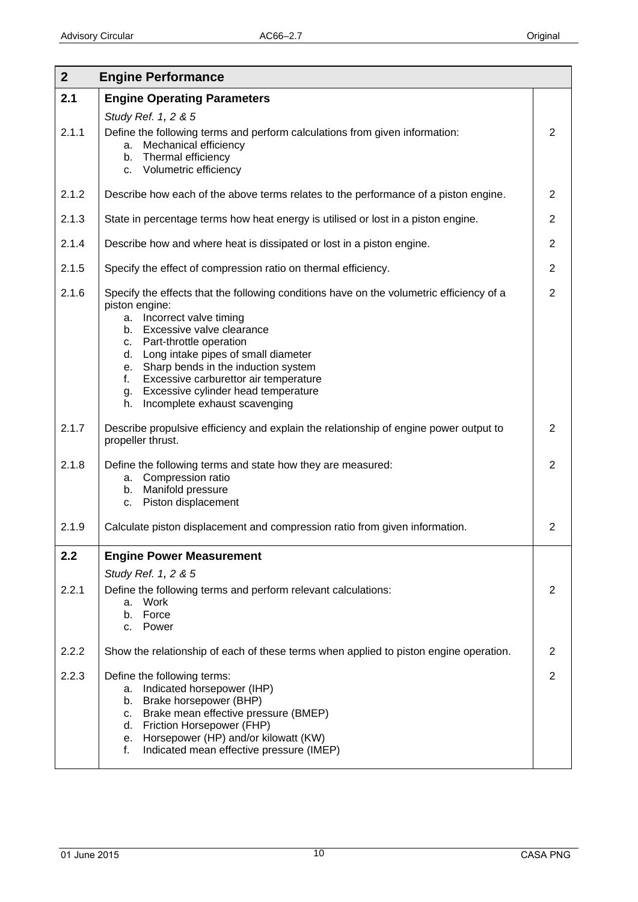| 2 | Engine Performance | |
|---|---|---|
| **2.1** | **Engine Operating Parameters** | |
| | *Study Ref. 1, 2 & 5* | |
| 2.1.1 | Define the following terms and perform calculations from given information:<br>a. Mechanical efficiency<br>b. Thermal efficiency<br>c. Volumetric efficiency | 2 |
| 2.1.2 | Describe how each of the above terms relates to the performance of a piston engine. | 2 |
| 2.1.3 | State in percentage terms how heat energy is utilised or lost in a piston engine. | 2 |
| 2.1.4 | Describe how and where heat is dissipated or lost in a piston engine. | 2 |
| 2.1.5 | Specify the effect of compression ratio on thermal efficiency. | 2 |
| 2.1.6 | Specify the effects that the following conditions have on the volumetric efficiency of a piston engine:<br>a. Incorrect valve timing<br>b. Excessive valve clearance<br>c. Part-throttle operation<br>d. Long intake pipes of small diameter<br>e. Sharp bends in the induction system<br>f. Excessive carburettor air temperature<br>g. Excessive cylinder head temperature<br>h. Incomplete exhaust scavenging | 2 |
| 2.1.7 | Describe propulsive efficiency and explain the relationship of engine power output to propeller thrust. | 2 |
| 2.1.8 | Define the following terms and state how they are measured:<br>a. Compression ratio<br>b. Manifold pressure<br>c. Piston displacement | 2 |
| 2.1.9 | Calculate piston displacement and compression ratio from given information. | 2 |
| **2.2** | **Engine Power Measurement** | |
| | *Study Ref. 1, 2 & 5* | |
| 2.2.1 | Define the following terms and perform relevant calculations:<br>a. Work<br>b. Force<br>c. Power | 2 |
| 2.2.2 | Show the relationship of each of these terms when applied to piston engine operation. | 2 |
| 2.2.3 | Define the following terms:<br>a. Indicated horsepower (IHP)<br>b. Brake horsepower (BHP)<br>c. Brake mean effective pressure (BMEP)<br>d. Friction Horsepower (FHP)<br>e. Horsepower (HP) and/or kilowatt (KW)<br>f. Indicated mean effective pressure (IMEP) | 2 |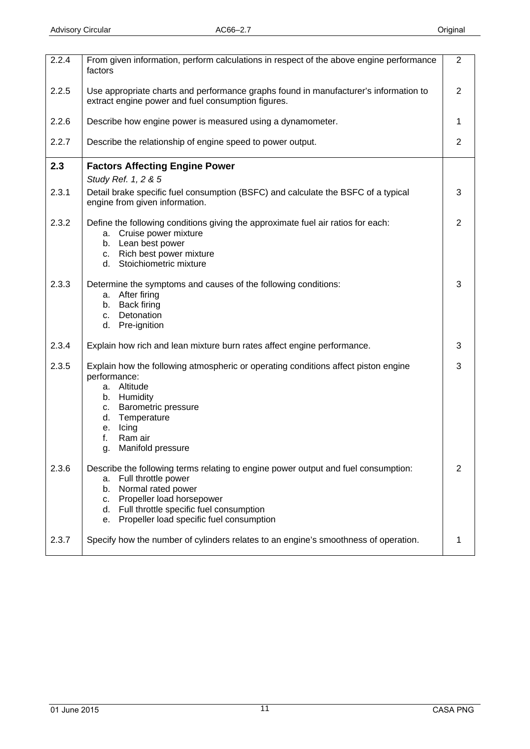| | | |
|---|---|---|
| 2.2.4 | From given information, perform calculations in respect of the above engine performance factors | 2 |
| 2.2.5 | Use appropriate charts and performance graphs found in manufacturer's information to extract engine power and fuel consumption figures. | 2 |
| 2.2.6 | Describe how engine power is measured using a dynamometer. | 1 |
| 2.2.7 | Describe the relationship of engine speed to power output. | 2 |
| **2.3** | **Factors Affecting Engine Power**<br>*Study Ref. 1, 2 & 5* | |
| 2.3.1 | Detail brake specific fuel consumption (BSFC) and calculate the BSFC of a typical engine from given information. | 3 |
| 2.3.2 | Define the following conditions giving the approximate fuel air ratios for each:<br>a. Cruise power mixture<br>b. Lean best power<br>c. Rich best power mixture<br>d. Stoichiometric mixture | 2 |
| 2.3.3 | Determine the symptoms and causes of the following conditions:<br>a. After firing<br>b. Back firing<br>c. Detonation<br>d. Pre-ignition | 3 |
| 2.3.4 | Explain how rich and lean mixture burn rates affect engine performance. | 3 |
| 2.3.5 | Explain how the following atmospheric or operating conditions affect piston engine performance:<br>a. Altitude<br>b. Humidity<br>c. Barometric pressure<br>d. Temperature<br>e. Icing<br>f. Ram air<br>g. Manifold pressure | 3 |
| 2.3.6 | Describe the following terms relating to engine power output and fuel consumption:<br>a. Full throttle power<br>b. Normal rated power<br>c. Propeller load horsepower<br>d. Full throttle specific fuel consumption<br>e. Propeller load specific fuel consumption | 2 |
| 2.3.7 | Specify how the number of cylinders relates to an engine's smoothness of operation. | 1 |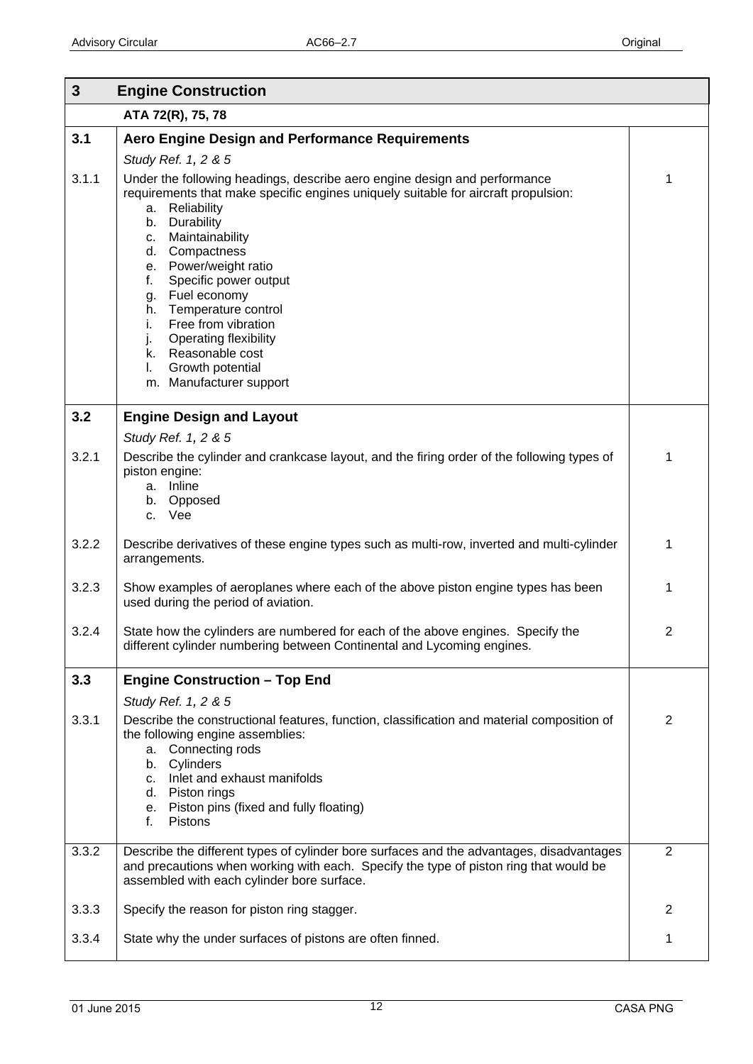| 3 | Engine Construction | |
|---|---|---|
| | **ATA 72(R), 75, 78** | |
| **3.1** | **Aero Engine Design and Performance Requirements** | |
| | *Study Ref. 1, 2 & 5* | |
| 3.1.1 | Under the following headings, describe aero engine design and performance requirements that make specific engines uniquely suitable for aircraft propulsion:<br>a. Reliability<br>b. Durability<br>c. Maintainability<br>d. Compactness<br>e. Power/weight ratio<br>f. Specific power output<br>g. Fuel economy<br>h. Temperature control<br>i. Free from vibration<br>j. Operating flexibility<br>k. Reasonable cost<br>l. Growth potential<br>m. Manufacturer support | 1 |
| **3.2** | **Engine Design and Layout** | |
| | *Study Ref. 1, 2 & 5* | |
| 3.2.1 | Describe the cylinder and crankcase layout, and the firing order of the following types of piston engine:<br>a. Inline<br>b. Opposed<br>c. Vee | 1 |
| 3.2.2 | Describe derivatives of these engine types such as multi-row, inverted and multi-cylinder arrangements. | 1 |
| 3.2.3 | Show examples of aeroplanes where each of the above piston engine types has been used during the period of aviation. | 1 |
| 3.2.4 | State how the cylinders are numbered for each of the above engines. Specify the different cylinder numbering between Continental and Lycoming engines. | 2 |
| **3.3** | **Engine Construction – Top End** | |
| | *Study Ref. 1, 2 & 5* | |
| 3.3.1 | Describe the constructional features, function, classification and material composition of the following engine assemblies:<br>a. Connecting rods<br>b. Cylinders<br>c. Inlet and exhaust manifolds<br>d. Piston rings<br>e. Piston pins (fixed and fully floating)<br>f. Pistons | 2 |
| 3.3.2 | Describe the different types of cylinder bore surfaces and the advantages, disadvantages and precautions when working with each. Specify the type of piston ring that would be assembled with each cylinder bore surface. | 2 |
| 3.3.3 | Specify the reason for piston ring stagger. | 2 |
| 3.3.4 | State why the under surfaces of pistons are often finned. | 1 |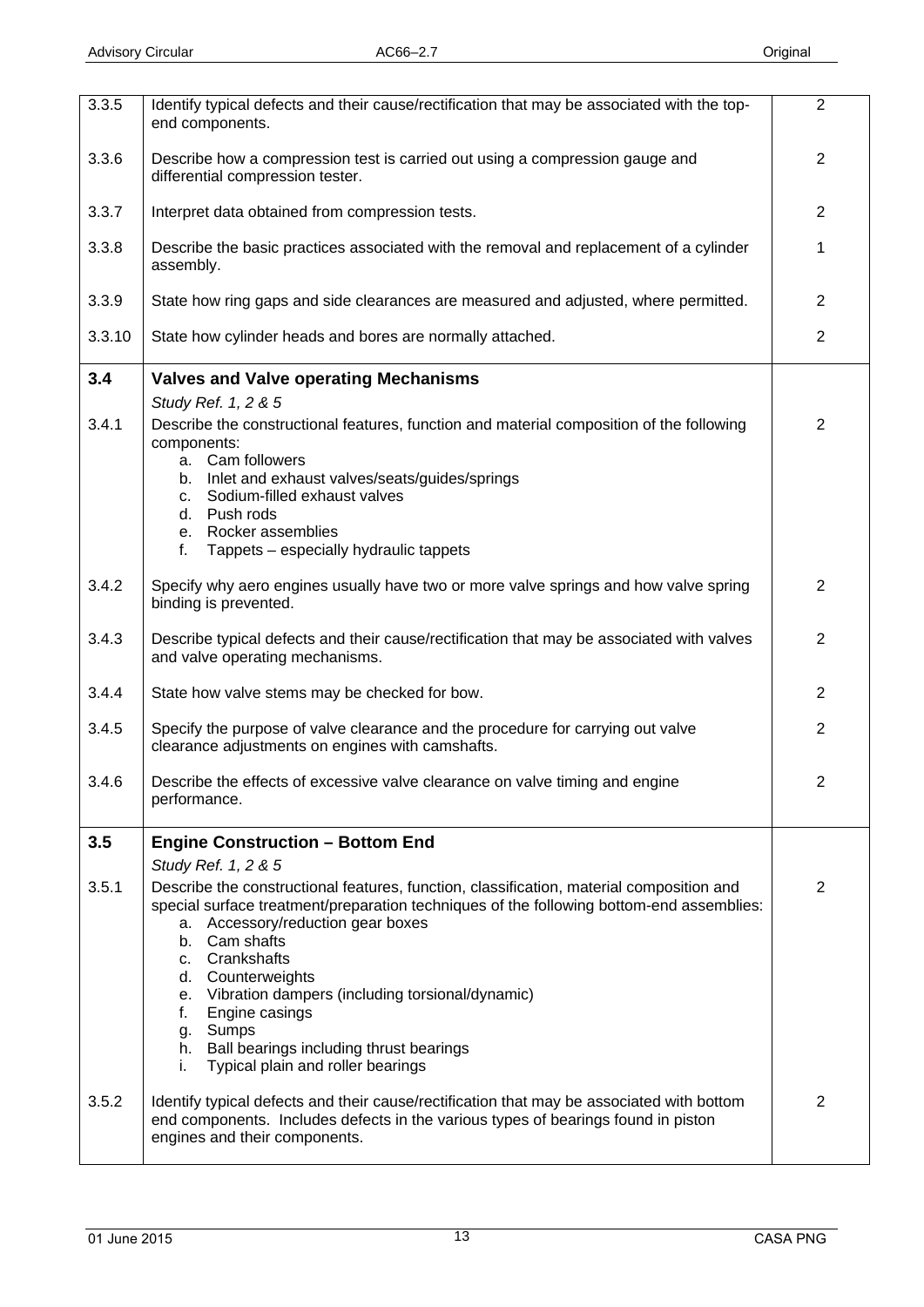| | | |
|---|---|---|
| 3.3.5 | Identify typical defects and their cause/rectification that may be associated with the top-end components. | 2 |
| 3.3.6 | Describe how a compression test is carried out using a compression gauge and differential compression tester. | 2 |
| 3.3.7 | Interpret data obtained from compression tests. | 2 |
| 3.3.8 | Describe the basic practices associated with the removal and replacement of a cylinder assembly. | 1 |
| 3.3.9 | State how ring gaps and side clearances are measured and adjusted, where permitted. | 2 |
| 3.3.10 | State how cylinder heads and bores are normally attached. | 2 |
| **3.4** | **Valves and Valve operating Mechanisms**<br>*Study Ref. 1, 2 & 5* | |
| 3.4.1 | Describe the constructional features, function and material composition of the following components:<br>a. Cam followers<br>b. Inlet and exhaust valves/seats/guides/springs<br>c. Sodium-filled exhaust valves<br>d. Push rods<br>e. Rocker assemblies<br>f. Tappets – especially hydraulic tappets | 2 |
| 3.4.2 | Specify why aero engines usually have two or more valve springs and how valve spring binding is prevented. | 2 |
| 3.4.3 | Describe typical defects and their cause/rectification that may be associated with valves and valve operating mechanisms. | 2 |
| 3.4.4 | State how valve stems may be checked for bow. | 2 |
| 3.4.5 | Specify the purpose of valve clearance and the procedure for carrying out valve clearance adjustments on engines with camshafts. | 2 |
| 3.4.6 | Describe the effects of excessive valve clearance on valve timing and engine performance. | 2 |
| **3.5** | **Engine Construction – Bottom End**<br>*Study Ref. 1, 2 & 5* | |
| 3.5.1 | Describe the constructional features, function, classification, material composition and special surface treatment/preparation techniques of the following bottom-end assemblies:<br>a. Accessory/reduction gear boxes<br>b. Cam shafts<br>c. Crankshafts<br>d. Counterweights<br>e. Vibration dampers (including torsional/dynamic)<br>f. Engine casings<br>g. Sumps<br>h. Ball bearings including thrust bearings<br>i. Typical plain and roller bearings | 2 |
| 3.5.2 | Identify typical defects and their cause/rectification that may be associated with bottom end components. Includes defects in the various types of bearings found in piston engines and their components. | 2 |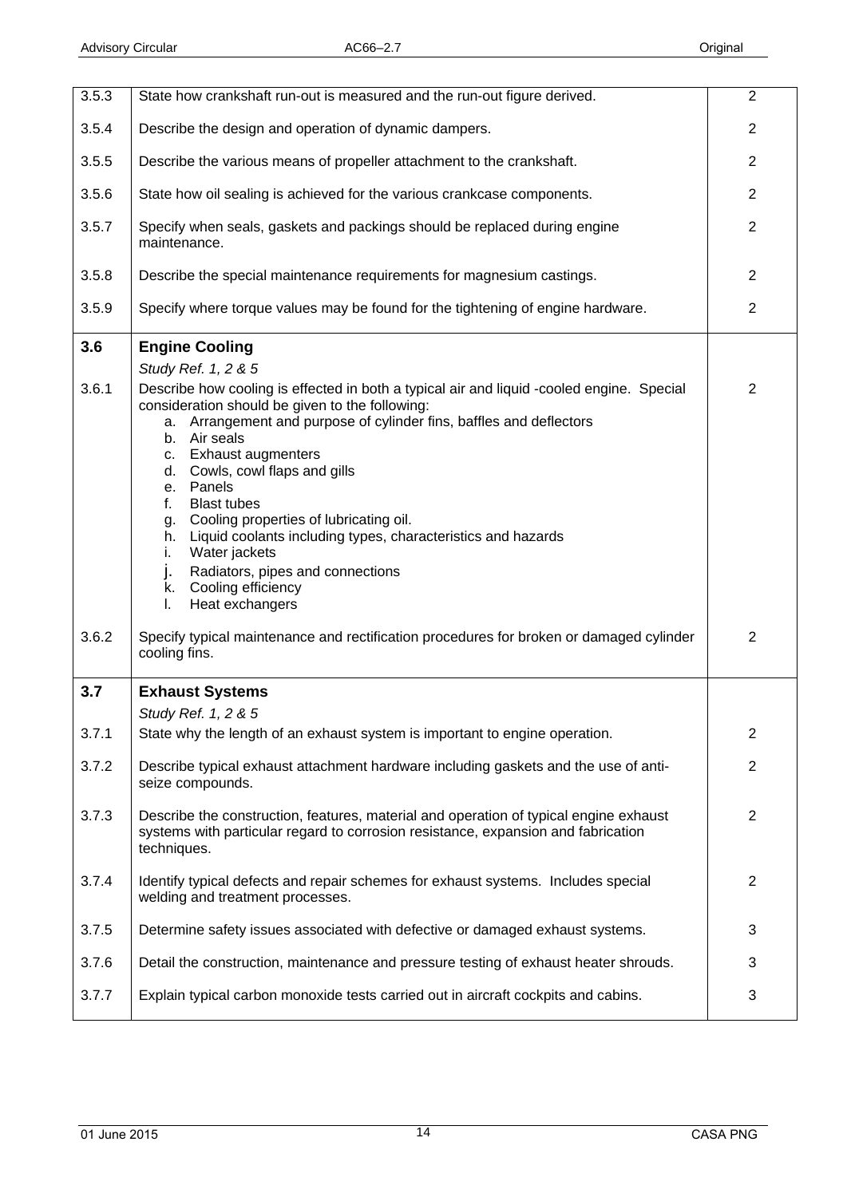| | | |
|---|---|---|
| 3.5.3 | State how crankshaft run-out is measured and the run-out figure derived. | 2 |
| 3.5.4 | Describe the design and operation of dynamic dampers. | 2 |
| 3.5.5 | Describe the various means of propeller attachment to the crankshaft. | 2 |
| 3.5.6 | State how oil sealing is achieved for the various crankcase components. | 2 |
| 3.5.7 | Specify when seals, gaskets and packings should be replaced during engine maintenance. | 2 |
| 3.5.8 | Describe the special maintenance requirements for magnesium castings. | 2 |
| 3.5.9 | Specify where torque values may be found for the tightening of engine hardware. | 2 |
| **3.6** | **Engine Cooling**<br>*Study Ref. 1, 2 & 5* | |
| 3.6.1 | Describe how cooling is effected in both a typical air and liquid -cooled engine. Special consideration should be given to the following:<br>a. Arrangement and purpose of cylinder fins, baffles and deflectors<br>b. Air seals<br>c. Exhaust augmenters<br>d. Cowls, cowl flaps and gills<br>e. Panels<br>f. Blast tubes<br>g. Cooling properties of lubricating oil.<br>h. Liquid coolants including types, characteristics and hazards<br>i. Water jackets<br>j. Radiators, pipes and connections<br>k. Cooling efficiency<br>l. Heat exchangers | 2 |
| 3.6.2 | Specify typical maintenance and rectification procedures for broken or damaged cylinder cooling fins. | 2 |
| **3.7** | **Exhaust Systems**<br>*Study Ref. 1, 2 & 5* | |
| 3.7.1 | State why the length of an exhaust system is important to engine operation. | 2 |
| 3.7.2 | Describe typical exhaust attachment hardware including gaskets and the use of anti-seize compounds. | 2 |
| 3.7.3 | Describe the construction, features, material and operation of typical engine exhaust systems with particular regard to corrosion resistance, expansion and fabrication techniques. | 2 |
| 3.7.4 | Identify typical defects and repair schemes for exhaust systems. Includes special welding and treatment processes. | 2 |
| 3.7.5 | Determine safety issues associated with defective or damaged exhaust systems. | 3 |
| 3.7.6 | Detail the construction, maintenance and pressure testing of exhaust heater shrouds. | 3 |
| 3.7.7 | Explain typical carbon monoxide tests carried out in aircraft cockpits and cabins. | 3 |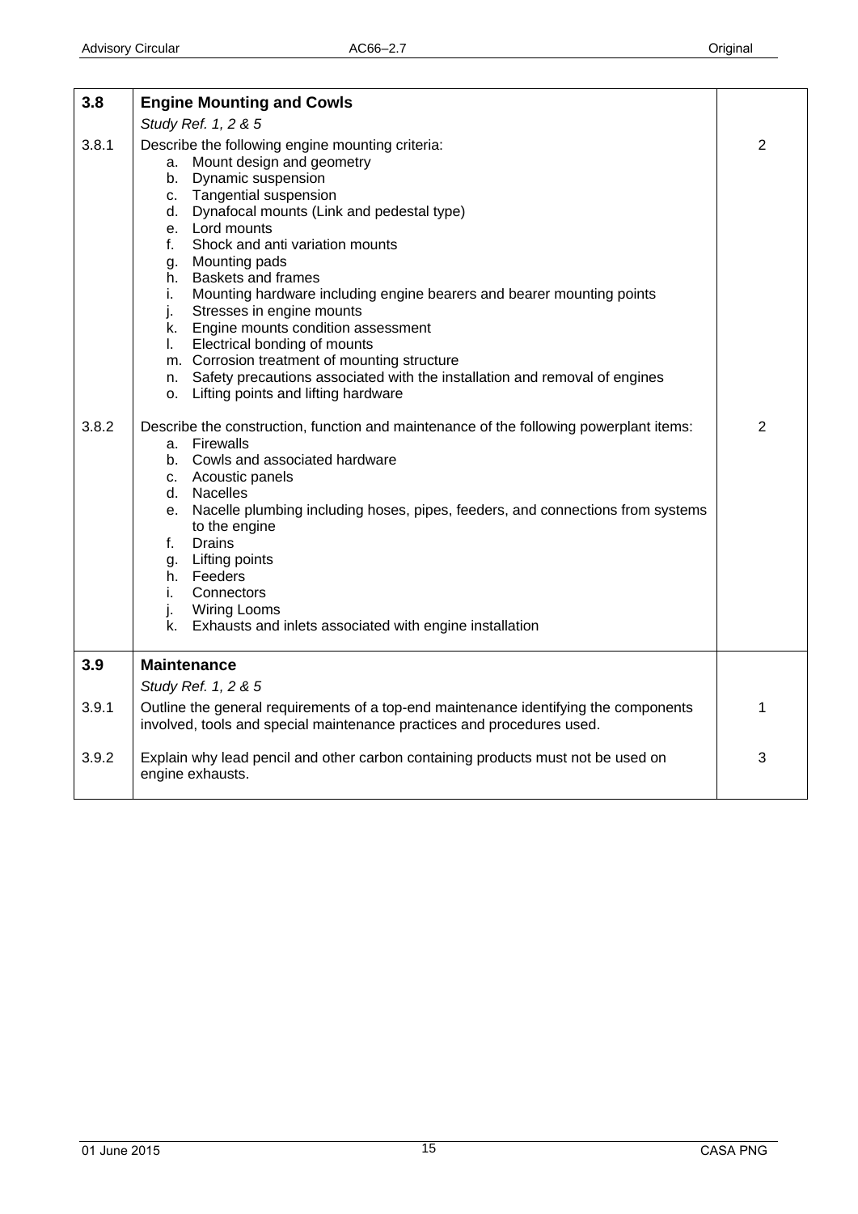| | | |
|---|---|---|
| **3.8** | **Engine Mounting and Cowls**<br>*Study Ref. 1, 2 & 5* | |
| 3.8.1 | Describe the following engine mounting criteria:<br>a. Mount design and geometry<br>b. Dynamic suspension<br>c. Tangential suspension<br>d. Dynafocal mounts (Link and pedestal type)<br>e. Lord mounts<br>f. Shock and anti variation mounts<br>g. Mounting pads<br>h. Baskets and frames<br>i. Mounting hardware including engine bearers and bearer mounting points<br>j. Stresses in engine mounts<br>k. Engine mounts condition assessment<br>l. Electrical bonding of mounts<br>m. Corrosion treatment of mounting structure<br>n. Safety precautions associated with the installation and removal of engines<br>o. Lifting points and lifting hardware | 2 |
| 3.8.2 | Describe the construction, function and maintenance of the following powerplant items:<br>a. Firewalls<br>b. Cowls and associated hardware<br>c. Acoustic panels<br>d. Nacelles<br>e. Nacelle plumbing including hoses, pipes, feeders, and connections from systems to the engine<br>f. Drains<br>g. Lifting points<br>h. Feeders<br>i. Connectors<br>j. Wiring Looms<br>k. Exhausts and inlets associated with engine installation | 2 |
| **3.9** | **Maintenance**<br>*Study Ref. 1, 2 & 5* | |
| 3.9.1 | Outline the general requirements of a top-end maintenance identifying the components involved, tools and special maintenance practices and procedures used. | 1 |
| 3.9.2 | Explain why lead pencil and other carbon containing products must not be used on engine exhausts. | 3 |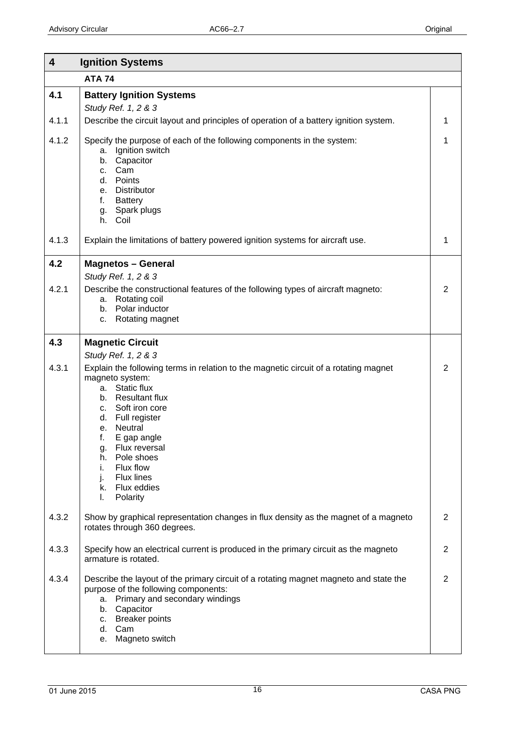| 4 | Ignition Systems | |
|---|---|---|
| | **ATA 74** | |
| **4.1** | **Battery Ignition Systems**<br>*Study Ref. 1, 2 & 3* | |
| 4.1.1 | Describe the circuit layout and principles of operation of a battery ignition system. | 1 |
| 4.1.2 | Specify the purpose of each of the following components in the system:<br>a. Ignition switch<br>b. Capacitor<br>c. Cam<br>d. Points<br>e. Distributor<br>f. Battery<br>g. Spark plugs<br>h. Coil | 1 |
| 4.1.3 | Explain the limitations of battery powered ignition systems for aircraft use. | 1 |
| **4.2** | **Magnetos – General**<br>*Study Ref. 1, 2 & 3* | |
| 4.2.1 | Describe the constructional features of the following types of aircraft magneto:<br>a. Rotating coil<br>b. Polar inductor<br>c. Rotating magnet | 2 |
| **4.3** | **Magnetic Circuit**<br>*Study Ref. 1, 2 & 3* | |
| 4.3.1 | Explain the following terms in relation to the magnetic circuit of a rotating magnet magneto system:<br>a. Static flux<br>b. Resultant flux<br>c. Soft iron core<br>d. Full register<br>e. Neutral<br>f. E gap angle<br>g. Flux reversal<br>h. Pole shoes<br>i. Flux flow<br>j. Flux lines<br>k. Flux eddies<br>l. Polarity | 2 |
| 4.3.2 | Show by graphical representation changes in flux density as the magnet of a magneto rotates through 360 degrees. | 2 |
| 4.3.3 | Specify how an electrical current is produced in the primary circuit as the magneto armature is rotated. | 2 |
| 4.3.4 | Describe the layout of the primary circuit of a rotating magnet magneto and state the purpose of the following components:<br>a. Primary and secondary windings<br>b. Capacitor<br>c. Breaker points<br>d. Cam<br>e. Magneto switch | 2 |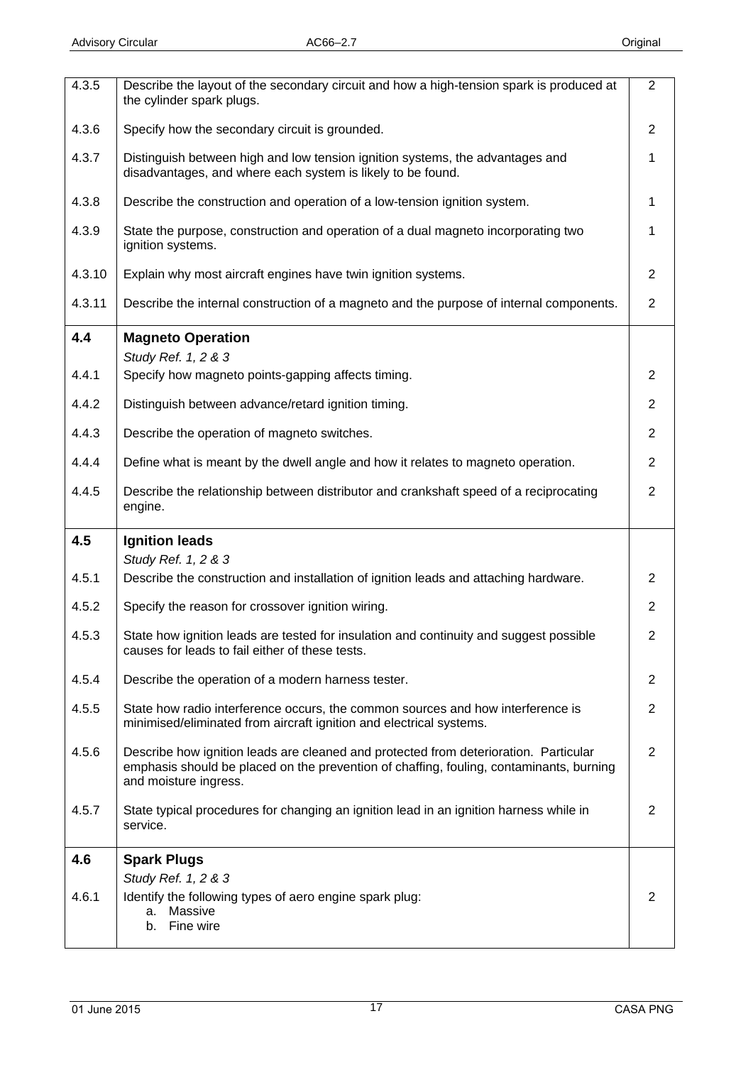| | | |
|---|---|---|
| 4.3.5 | Describe the layout of the secondary circuit and how a high-tension spark is produced at the cylinder spark plugs. | 2 |
| 4.3.6 | Specify how the secondary circuit is grounded. | 2 |
| 4.3.7 | Distinguish between high and low tension ignition systems, the advantages and disadvantages, and where each system is likely to be found. | 1 |
| 4.3.8 | Describe the construction and operation of a low-tension ignition system. | 1 |
| 4.3.9 | State the purpose, construction and operation of a dual magneto incorporating two ignition systems. | 1 |
| 4.3.10 | Explain why most aircraft engines have twin ignition systems. | 2 |
| 4.3.11 | Describe the internal construction of a magneto and the purpose of internal components. | 2 |
| **4.4** | **Magneto Operation**<br>*Study Ref. 1, 2 & 3* | |
| 4.4.1 | Specify how magneto points-gapping affects timing. | 2 |
| 4.4.2 | Distinguish between advance/retard ignition timing. | 2 |
| 4.4.3 | Describe the operation of magneto switches. | 2 |
| 4.4.4 | Define what is meant by the dwell angle and how it relates to magneto operation. | 2 |
| 4.4.5 | Describe the relationship between distributor and crankshaft speed of a reciprocating engine. | 2 |
| **4.5** | **Ignition leads**<br>*Study Ref. 1, 2 & 3* | |
| 4.5.1 | Describe the construction and installation of ignition leads and attaching hardware. | 2 |
| 4.5.2 | Specify the reason for crossover ignition wiring. | 2 |
| 4.5.3 | State how ignition leads are tested for insulation and continuity and suggest possible causes for leads to fail either of these tests. | 2 |
| 4.5.4 | Describe the operation of a modern harness tester. | 2 |
| 4.5.5 | State how radio interference occurs, the common sources and how interference is minimised/eliminated from aircraft ignition and electrical systems. | 2 |
| 4.5.6 | Describe how ignition leads are cleaned and protected from deterioration. Particular emphasis should be placed on the prevention of chaffing, fouling, contaminants, burning and moisture ingress. | 2 |
| 4.5.7 | State typical procedures for changing an ignition lead in an ignition harness while in service. | 2 |
| **4.6** | **Spark Plugs**<br>*Study Ref. 1, 2 & 3* | |
| 4.6.1 | Identify the following types of aero engine spark plug:<br>a. Massive<br>b. Fine wire | 2 |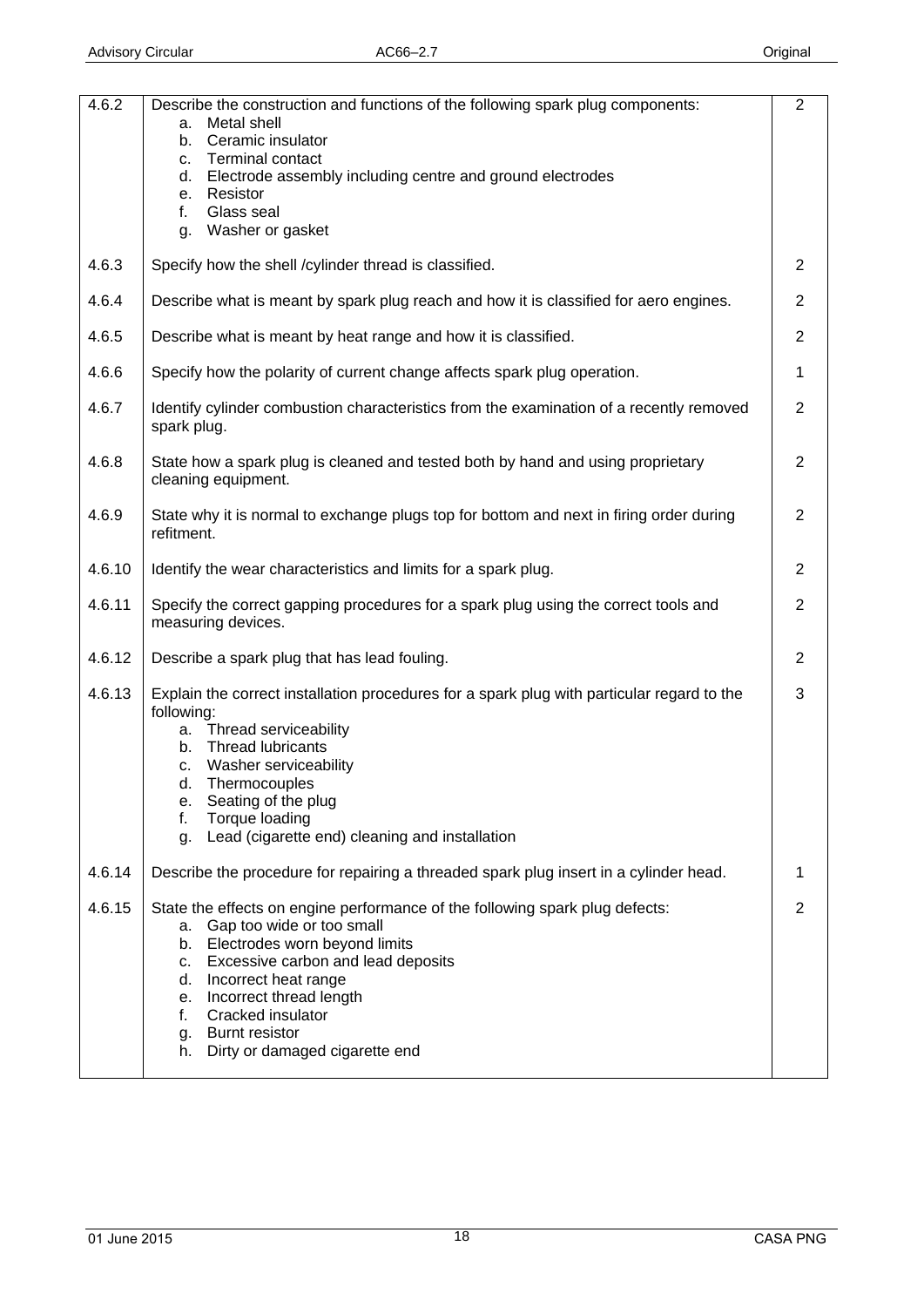| | | |
|---|---|---|
| 4.6.2 | Describe the construction and functions of the following spark plug components:<br>a. Metal shell<br>b. Ceramic insulator<br>c. Terminal contact<br>d. Electrode assembly including centre and ground electrodes<br>e. Resistor<br>f. Glass seal<br>g. Washer or gasket | 2 |
| 4.6.3 | Specify how the shell /cylinder thread is classified. | 2 |
| 4.6.4 | Describe what is meant by spark plug reach and how it is classified for aero engines. | 2 |
| 4.6.5 | Describe what is meant by heat range and how it is classified. | 2 |
| 4.6.6 | Specify how the polarity of current change affects spark plug operation. | 1 |
| 4.6.7 | Identify cylinder combustion characteristics from the examination of a recently removed spark plug. | 2 |
| 4.6.8 | State how a spark plug is cleaned and tested both by hand and using proprietary cleaning equipment. | 2 |
| 4.6.9 | State why it is normal to exchange plugs top for bottom and next in firing order during refitment. | 2 |
| 4.6.10 | Identify the wear characteristics and limits for a spark plug. | 2 |
| 4.6.11 | Specify the correct gapping procedures for a spark plug using the correct tools and measuring devices. | 2 |
| 4.6.12 | Describe a spark plug that has lead fouling. | 2 |
| 4.6.13 | Explain the correct installation procedures for a spark plug with particular regard to the following:<br>a. Thread serviceability<br>b. Thread lubricants<br>c. Washer serviceability<br>d. Thermocouples<br>e. Seating of the plug<br>f. Torque loading<br>g. Lead (cigarette end) cleaning and installation | 3 |
| 4.6.14 | Describe the procedure for repairing a threaded spark plug insert in a cylinder head. | 1 |
| 4.6.15 | State the effects on engine performance of the following spark plug defects:<br>a. Gap too wide or too small<br>b. Electrodes worn beyond limits<br>c. Excessive carbon and lead deposits<br>d. Incorrect heat range<br>e. Incorrect thread length<br>f. Cracked insulator<br>g. Burnt resistor<br>h. Dirty or damaged cigarette end | 2 |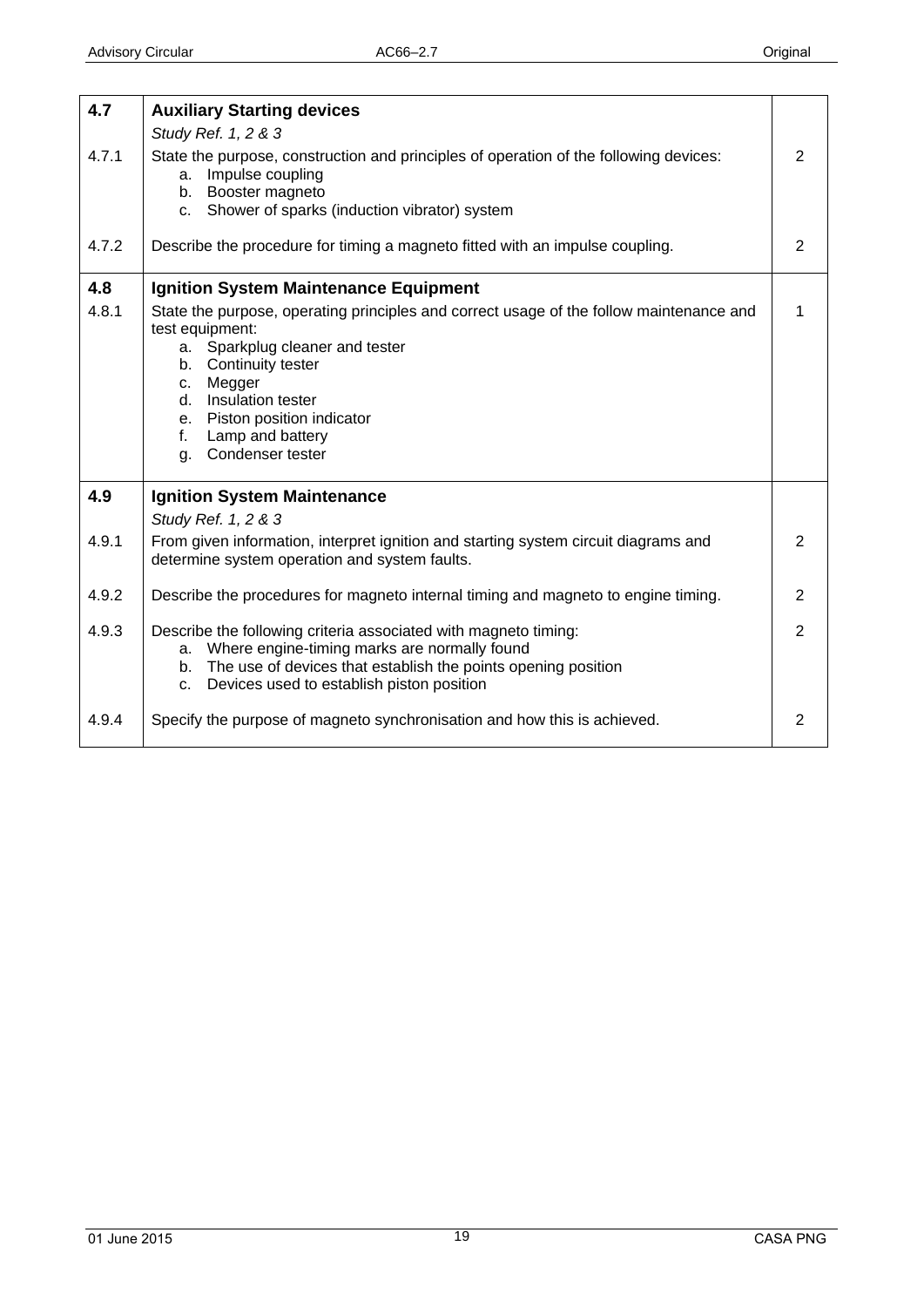| | | |
|---|---|---|
| **4.7** | **Auxiliary Starting devices** | |
| | *Study Ref. 1, 2 & 3* | |
| 4.7.1 | State the purpose, construction and principles of operation of the following devices:<br>a. Impulse coupling<br>b. Booster magneto<br>c. Shower of sparks (induction vibrator) system | 2 |
| 4.7.2 | Describe the procedure for timing a magneto fitted with an impulse coupling. | 2 |
| **4.8** | **Ignition System Maintenance Equipment** | |
| 4.8.1 | State the purpose, operating principles and correct usage of the follow maintenance and test equipment:<br>a. Sparkplug cleaner and tester<br>b. Continuity tester<br>c. Megger<br>d. Insulation tester<br>e. Piston position indicator<br>f. Lamp and battery<br>g. Condenser tester | 1 |
| **4.9** | **Ignition System Maintenance** | |
| | *Study Ref. 1, 2 & 3* | |
| 4.9.1 | From given information, interpret ignition and starting system circuit diagrams and determine system operation and system faults. | 2 |
| 4.9.2 | Describe the procedures for magneto internal timing and magneto to engine timing. | 2 |
| 4.9.3 | Describe the following criteria associated with magneto timing:<br>a. Where engine-timing marks are normally found<br>b. The use of devices that establish the points opening position<br>c. Devices used to establish piston position | 2 |
| 4.9.4 | Specify the purpose of magneto synchronisation and how this is achieved. | 2 |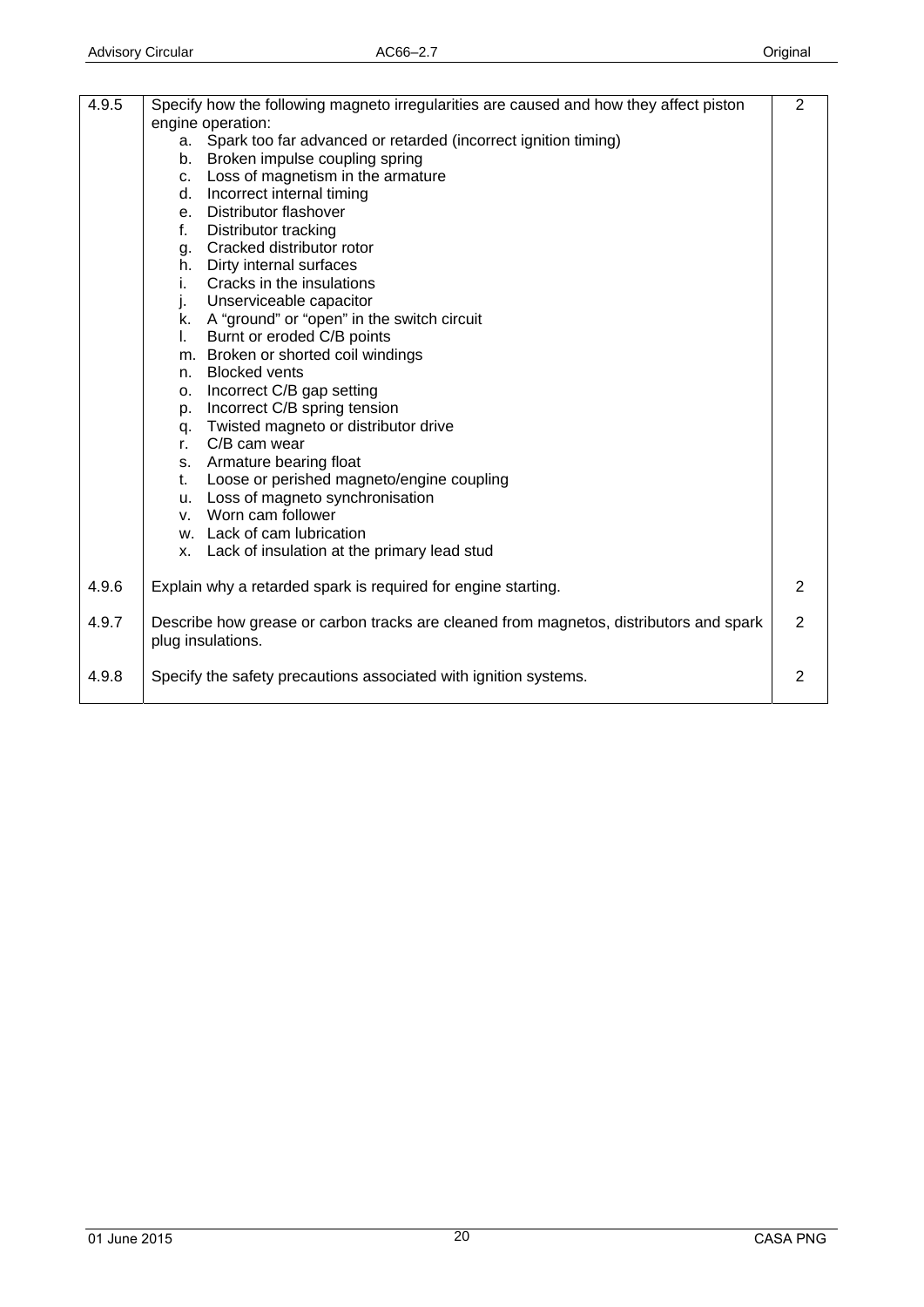| | | |
|---|---|---|
| 4.9.5 | Specify how the following magneto irregularities are caused and how they affect piston engine operation:<br>a. Spark too far advanced or retarded (incorrect ignition timing)<br>b. Broken impulse coupling spring<br>c. Loss of magnetism in the armature<br>d. Incorrect internal timing<br>e. Distributor flashover<br>f. Distributor tracking<br>g. Cracked distributor rotor<br>h. Dirty internal surfaces<br>i. Cracks in the insulations<br>j. Unserviceable capacitor<br>k. A "ground" or "open" in the switch circuit<br>l. Burnt or eroded C/B points<br>m. Broken or shorted coil windings<br>n. Blocked vents<br>o. Incorrect C/B gap setting<br>p. Incorrect C/B spring tension<br>q. Twisted magneto or distributor drive<br>r. C/B cam wear<br>s. Armature bearing float<br>t. Loose or perished magneto/engine coupling<br>u. Loss of magneto synchronisation<br>v. Worn cam follower<br>w. Lack of cam lubrication<br>x. Lack of insulation at the primary lead stud | 2 |
| 4.9.6 | Explain why a retarded spark is required for engine starting. | 2 |
| 4.9.7 | Describe how grease or carbon tracks are cleaned from magnetos, distributors and spark plug insulations. | 2 |
| 4.9.8 | Specify the safety precautions associated with ignition systems. | 2 |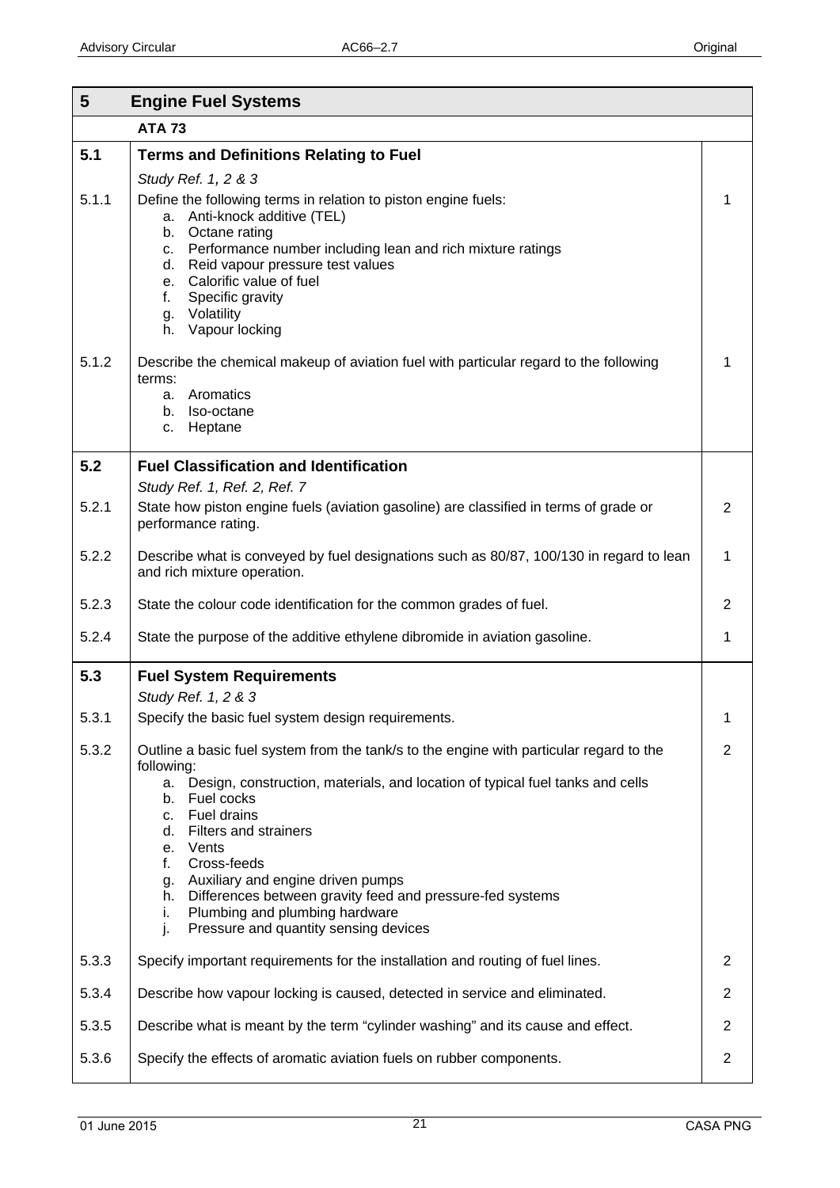| 5 | Engine Fuel Systems | |
|---|---|---|
| | **ATA 73** | |
| **5.1** | **Terms and Definitions Relating to Fuel** | |
| | *Study Ref. 1, 2 & 3* | |
| 5.1.1 | Define the following terms in relation to piston engine fuels:<br>a. Anti-knock additive (TEL)<br>b. Octane rating<br>c. Performance number including lean and rich mixture ratings<br>d. Reid vapour pressure test values<br>e. Calorific value of fuel<br>f. Specific gravity<br>g. Volatility<br>h. Vapour locking | 1 |
| 5.1.2 | Describe the chemical makeup of aviation fuel with particular regard to the following terms:<br>a. Aromatics<br>b. Iso-octane<br>c. Heptane | 1 |
| **5.2** | **Fuel Classification and Identification** | |
| | *Study Ref. 1, Ref. 2, Ref. 7* | |
| 5.2.1 | State how piston engine fuels (aviation gasoline) are classified in terms of grade or performance rating. | 2 |
| 5.2.2 | Describe what is conveyed by fuel designations such as 80/87, 100/130 in regard to lean and rich mixture operation. | 1 |
| 5.2.3 | State the colour code identification for the common grades of fuel. | 2 |
| 5.2.4 | State the purpose of the additive ethylene dibromide in aviation gasoline. | 1 |
| **5.3** | **Fuel System Requirements** | |
| | *Study Ref. 1, 2 & 3* | |
| 5.3.1 | Specify the basic fuel system design requirements. | 1 |
| 5.3.2 | Outline a basic fuel system from the tank/s to the engine with particular regard to the following:<br>a. Design, construction, materials, and location of typical fuel tanks and cells<br>b. Fuel cocks<br>c. Fuel drains<br>d. Filters and strainers<br>e. Vents<br>f. Cross-feeds<br>g. Auxiliary and engine driven pumps<br>h. Differences between gravity feed and pressure-fed systems<br>i. Plumbing and plumbing hardware<br>j. Pressure and quantity sensing devices | 2 |
| 5.3.3 | Specify important requirements for the installation and routing of fuel lines. | 2 |
| 5.3.4 | Describe how vapour locking is caused, detected in service and eliminated. | 2 |
| 5.3.5 | Describe what is meant by the term "cylinder washing" and its cause and effect. | 2 |
| 5.3.6 | Specify the effects of aromatic aviation fuels on rubber components. | 2 |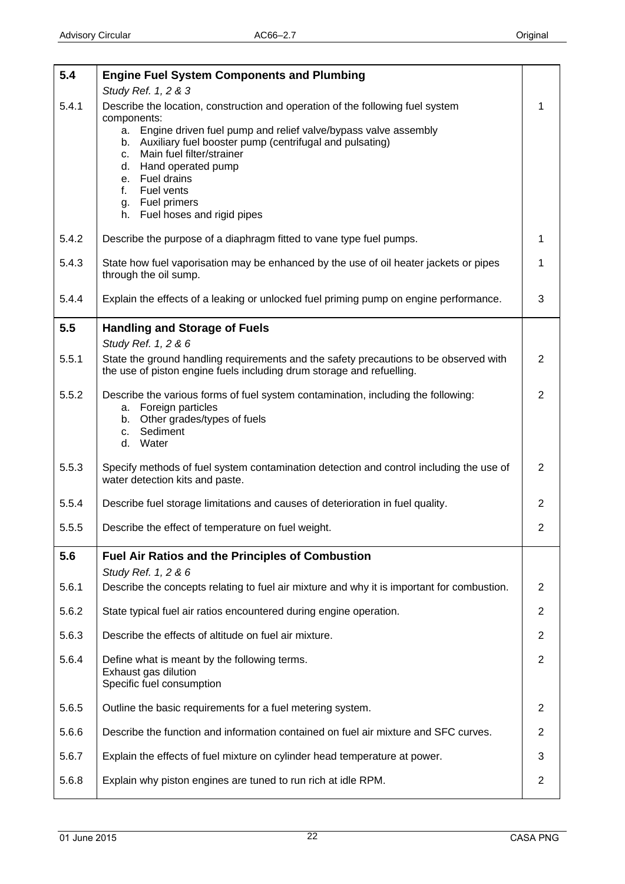| | | |
|---|---|---|
| **5.4** | **Engine Fuel System Components and Plumbing**<br>*Study Ref. 1, 2 & 3* | |
| 5.4.1 | Describe the location, construction and operation of the following fuel system components:<br>a. Engine driven fuel pump and relief valve/bypass valve assembly<br>b. Auxiliary fuel booster pump (centrifugal and pulsating)<br>c. Main fuel filter/strainer<br>d. Hand operated pump<br>e. Fuel drains<br>f. Fuel vents<br>g. Fuel primers<br>h. Fuel hoses and rigid pipes | 1 |
| 5.4.2 | Describe the purpose of a diaphragm fitted to vane type fuel pumps. | 1 |
| 5.4.3 | State how fuel vaporisation may be enhanced by the use of oil heater jackets or pipes through the oil sump. | 1 |
| 5.4.4 | Explain the effects of a leaking or unlocked fuel priming pump on engine performance. | 3 |
| **5.5** | **Handling and Storage of Fuels**<br>*Study Ref. 1, 2 & 6* | |
| 5.5.1 | State the ground handling requirements and the safety precautions to be observed with the use of piston engine fuels including drum storage and refuelling. | 2 |
| 5.5.2 | Describe the various forms of fuel system contamination, including the following:<br>a. Foreign particles<br>b. Other grades/types of fuels<br>c. Sediment<br>d. Water | 2 |
| 5.5.3 | Specify methods of fuel system contamination detection and control including the use of water detection kits and paste. | 2 |
| 5.5.4 | Describe fuel storage limitations and causes of deterioration in fuel quality. | 2 |
| 5.5.5 | Describe the effect of temperature on fuel weight. | 2 |
| **5.6** | **Fuel Air Ratios and the Principles of Combustion**<br>*Study Ref. 1, 2 & 6* | |
| 5.6.1 | Describe the concepts relating to fuel air mixture and why it is important for combustion. | 2 |
| 5.6.2 | State typical fuel air ratios encountered during engine operation. | 2 |
| 5.6.3 | Describe the effects of altitude on fuel air mixture. | 2 |
| 5.6.4 | Define what is meant by the following terms.<br>Exhaust gas dilution<br>Specific fuel consumption | 2 |
| 5.6.5 | Outline the basic requirements for a fuel metering system. | 2 |
| 5.6.6 | Describe the function and information contained on fuel air mixture and SFC curves. | 2 |
| 5.6.7 | Explain the effects of fuel mixture on cylinder head temperature at power. | 3 |
| 5.6.8 | Explain why piston engines are tuned to run rich at idle RPM. | 2 |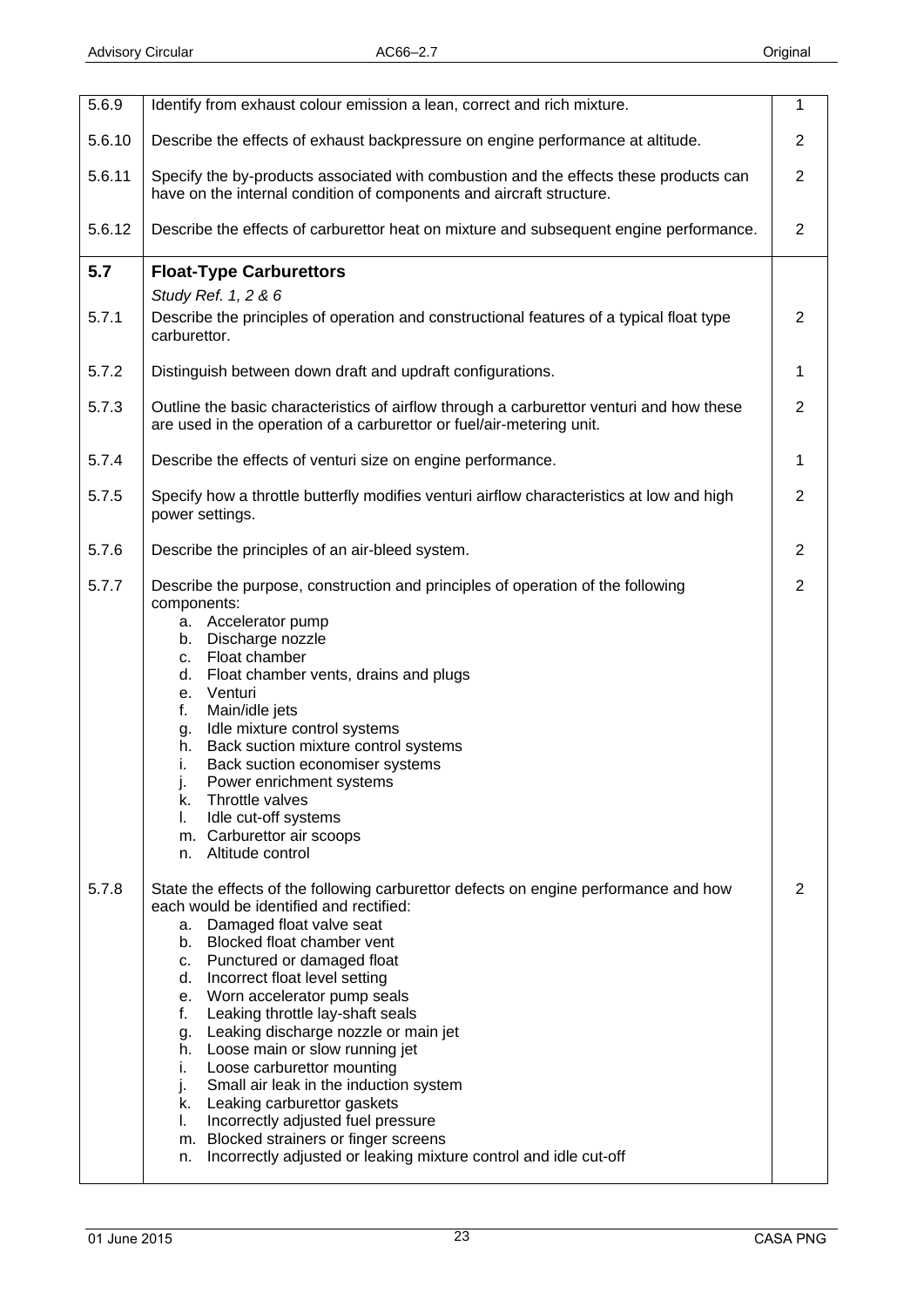| | | |
|---|---|---|
| 5.6.9 | Identify from exhaust colour emission a lean, correct and rich mixture. | 1 |
| 5.6.10 | Describe the effects of exhaust backpressure on engine performance at altitude. | 2 |
| 5.6.11 | Specify the by-products associated with combustion and the effects these products can have on the internal condition of components and aircraft structure. | 2 |
| 5.6.12 | Describe the effects of carburettor heat on mixture and subsequent engine performance. | 2 |
| **5.7** | **Float-Type Carburettors**<br>*Study Ref. 1, 2 & 6* | |
| 5.7.1 | Describe the principles of operation and constructional features of a typical float type carburettor. | 2 |
| 5.7.2 | Distinguish between down draft and updraft configurations. | 1 |
| 5.7.3 | Outline the basic characteristics of airflow through a carburettor venturi and how these are used in the operation of a carburettor or fuel/air-metering unit. | 2 |
| 5.7.4 | Describe the effects of venturi size on engine performance. | 1 |
| 5.7.5 | Specify how a throttle butterfly modifies venturi airflow characteristics at low and high power settings. | 2 |
| 5.7.6 | Describe the principles of an air-bleed system. | 2 |
| 5.7.7 | Describe the purpose, construction and principles of operation of the following components:<br>a. Accelerator pump<br>b. Discharge nozzle<br>c. Float chamber<br>d. Float chamber vents, drains and plugs<br>e. Venturi<br>f. Main/idle jets<br>g. Idle mixture control systems<br>h. Back suction mixture control systems<br>i. Back suction economiser systems<br>j. Power enrichment systems<br>k. Throttle valves<br>l. Idle cut-off systems<br>m. Carburettor air scoops<br>n. Altitude control | 2 |
| 5.7.8 | State the effects of the following carburettor defects on engine performance and how each would be identified and rectified:<br>a. Damaged float valve seat<br>b. Blocked float chamber vent<br>c. Punctured or damaged float<br>d. Incorrect float level setting<br>e. Worn accelerator pump seals<br>f. Leaking throttle lay-shaft seals<br>g. Leaking discharge nozzle or main jet<br>h. Loose main or slow running jet<br>i. Loose carburettor mounting<br>j. Small air leak in the induction system<br>k. Leaking carburettor gaskets<br>l. Incorrectly adjusted fuel pressure<br>m. Blocked strainers or finger screens<br>n. Incorrectly adjusted or leaking mixture control and idle cut-off | 2 |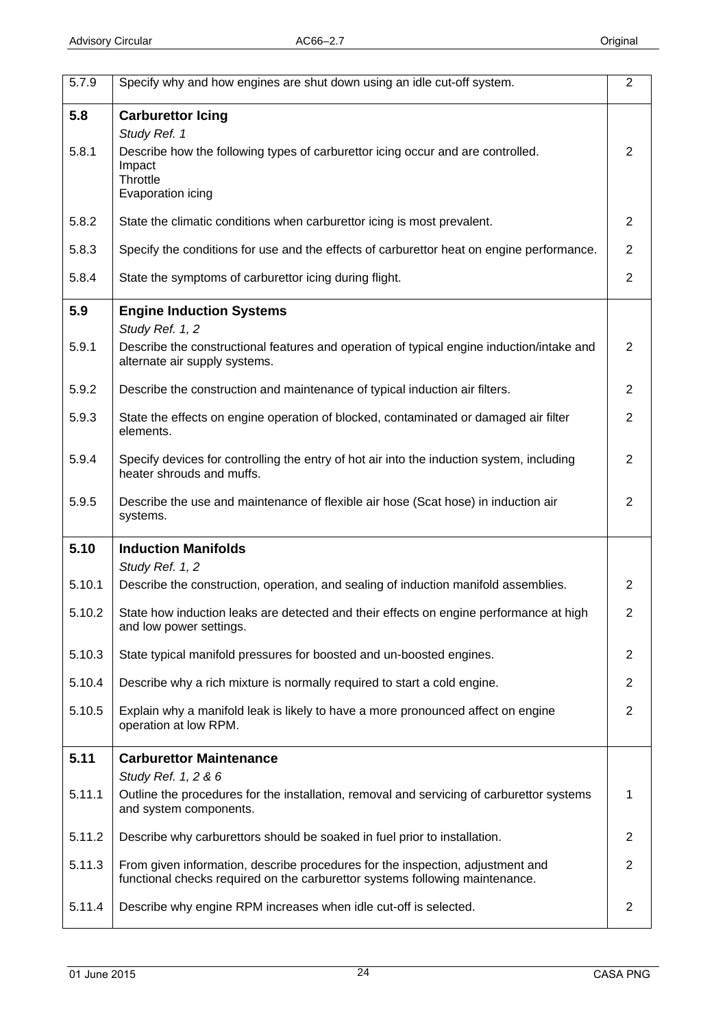| | | |
|---|---|---|
| 5.7.9 | Specify why and how engines are shut down using an idle cut-off system. | 2 |
| **5.8** | **Carburettor Icing**<br>*Study Ref. 1* | |
| 5.8.1 | Describe how the following types of carburettor icing occur and are controlled.<br>Impact<br>Throttle<br>Evaporation icing | 2 |
| 5.8.2 | State the climatic conditions when carburettor icing is most prevalent. | 2 |
| 5.8.3 | Specify the conditions for use and the effects of carburettor heat on engine performance. | 2 |
| 5.8.4 | State the symptoms of carburettor icing during flight. | 2 |
| **5.9** | **Engine Induction Systems**<br>*Study Ref. 1, 2* | |
| 5.9.1 | Describe the constructional features and operation of typical engine induction/intake and alternate air supply systems. | 2 |
| 5.9.2 | Describe the construction and maintenance of typical induction air filters. | 2 |
| 5.9.3 | State the effects on engine operation of blocked, contaminated or damaged air filter elements. | 2 |
| 5.9.4 | Specify devices for controlling the entry of hot air into the induction system, including heater shrouds and muffs. | 2 |
| 5.9.5 | Describe the use and maintenance of flexible air hose (Scat hose) in induction air systems. | 2 |
| **5.10** | **Induction Manifolds**<br>*Study Ref. 1, 2* | |
| 5.10.1 | Describe the construction, operation, and sealing of induction manifold assemblies. | 2 |
| 5.10.2 | State how induction leaks are detected and their effects on engine performance at high and low power settings. | 2 |
| 5.10.3 | State typical manifold pressures for boosted and un-boosted engines. | 2 |
| 5.10.4 | Describe why a rich mixture is normally required to start a cold engine. | 2 |
| 5.10.5 | Explain why a manifold leak is likely to have a more pronounced affect on engine operation at low RPM. | 2 |
| **5.11** | **Carburettor Maintenance**<br>*Study Ref. 1, 2 & 6* | |
| 5.11.1 | Outline the procedures for the installation, removal and servicing of carburettor systems and system components. | 1 |
| 5.11.2 | Describe why carburettors should be soaked in fuel prior to installation. | 2 |
| 5.11.3 | From given information, describe procedures for the inspection, adjustment and functional checks required on the carburettor systems following maintenance. | 2 |
| 5.11.4 | Describe why engine RPM increases when idle cut-off is selected. | 2 |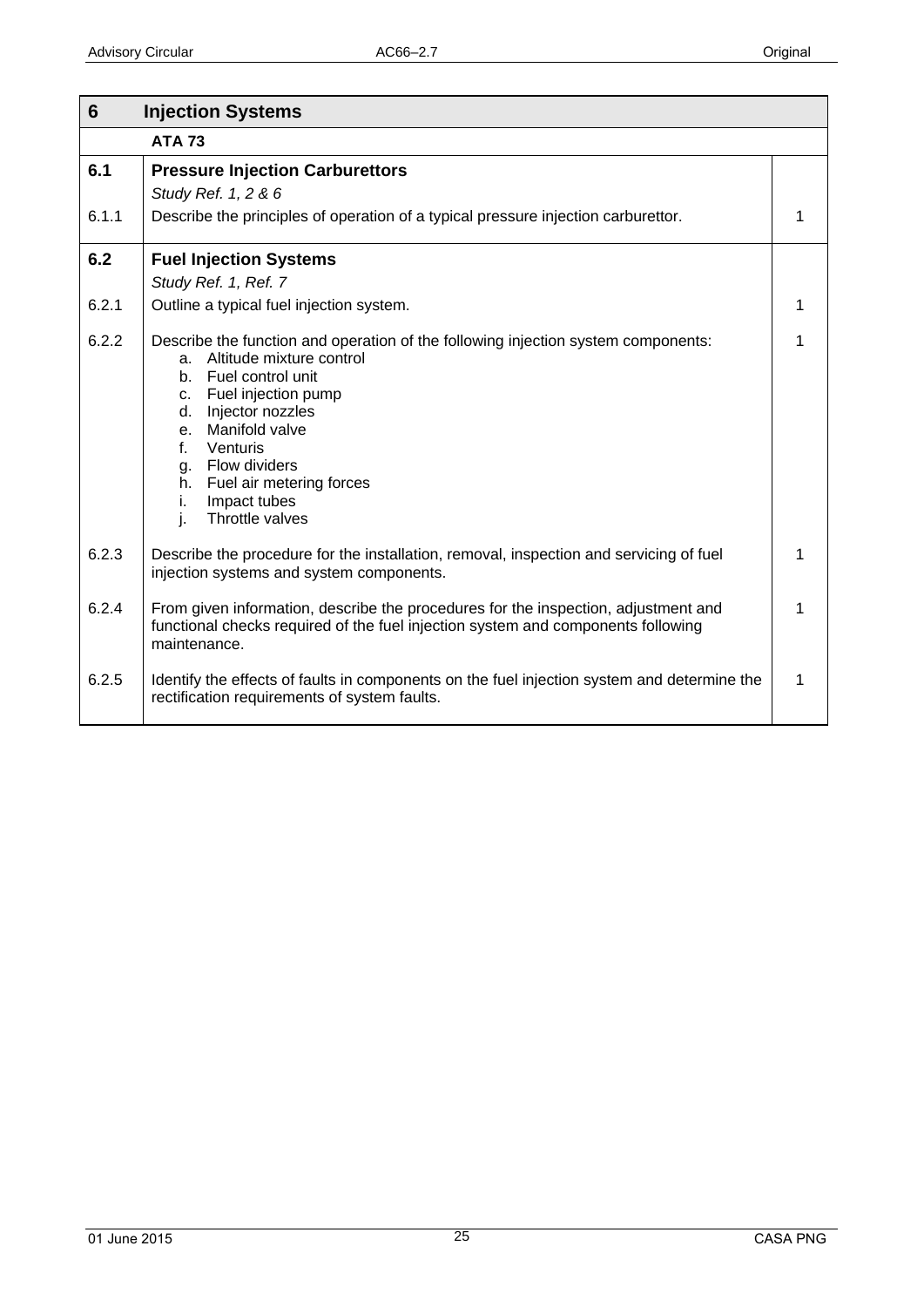| 6 | Injection Systems | |
|---|---|---|
| | **ATA 73** | |
| **6.1** | **Pressure Injection Carburettors** | |
| | *Study Ref. 1, 2 & 6* | |
| 6.1.1 | Describe the principles of operation of a typical pressure injection carburettor. | 1 |
| **6.2** | **Fuel Injection Systems** | |
| | *Study Ref. 1, Ref. 7* | |
| 6.2.1 | Outline a typical fuel injection system. | 1 |
| 6.2.2 | Describe the function and operation of the following injection system components:<br>a. Altitude mixture control<br>b. Fuel control unit<br>c. Fuel injection pump<br>d. Injector nozzles<br>e. Manifold valve<br>f. Venturis<br>g. Flow dividers<br>h. Fuel air metering forces<br>i. Impact tubes<br>j. Throttle valves | 1 |
| 6.2.3 | Describe the procedure for the installation, removal, inspection and servicing of fuel injection systems and system components. | 1 |
| 6.2.4 | From given information, describe the procedures for the inspection, adjustment and functional checks required of the fuel injection system and components following maintenance. | 1 |
| 6.2.5 | Identify the effects of faults in components on the fuel injection system and determine the rectification requirements of system faults. | 1 |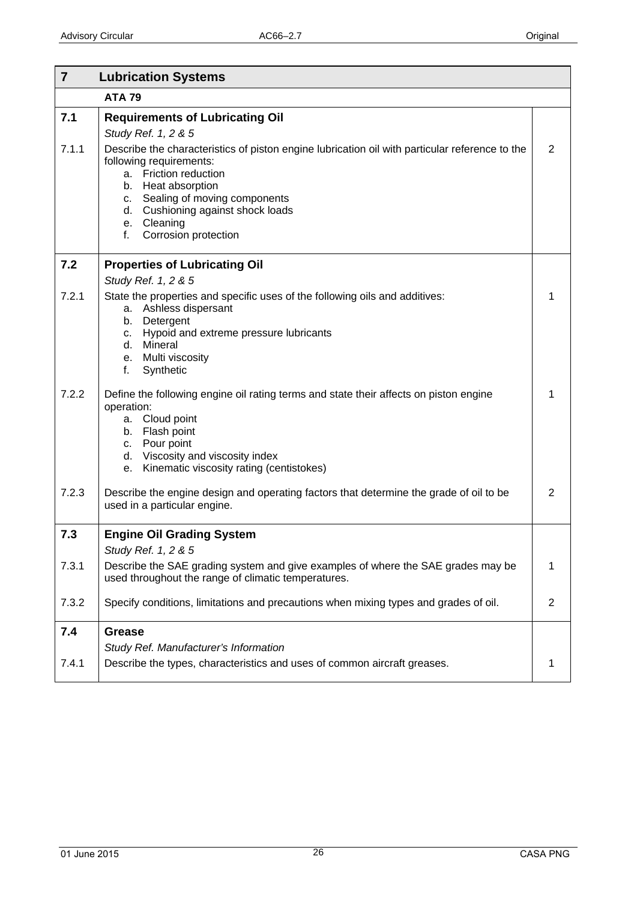| 7 | Lubrication Systems | |
|---|---|---|
| | **ATA 79** | |
| **7.1** | **Requirements of Lubricating Oil** | |
| | *Study Ref. 1, 2 & 5* | |
| 7.1.1 | Describe the characteristics of piston engine lubrication oil with particular reference to the following requirements:<br>a. Friction reduction<br>b. Heat absorption<br>c. Sealing of moving components<br>d. Cushioning against shock loads<br>e. Cleaning<br>f. Corrosion protection | 2 |
| **7.2** | **Properties of Lubricating Oil** | |
| | *Study Ref. 1, 2 & 5* | |
| 7.2.1 | State the properties and specific uses of the following oils and additives:<br>a. Ashless dispersant<br>b. Detergent<br>c. Hypoid and extreme pressure lubricants<br>d. Mineral<br>e. Multi viscosity<br>f. Synthetic | 1 |
| 7.2.2 | Define the following engine oil rating terms and state their affects on piston engine operation:<br>a. Cloud point<br>b. Flash point<br>c. Pour point<br>d. Viscosity and viscosity index<br>e. Kinematic viscosity rating (centistokes) | 1 |
| 7.2.3 | Describe the engine design and operating factors that determine the grade of oil to be used in a particular engine. | 2 |
| **7.3** | **Engine Oil Grading System** | |
| | *Study Ref. 1, 2 & 5* | |
| 7.3.1 | Describe the SAE grading system and give examples of where the SAE grades may be used throughout the range of climatic temperatures. | 1 |
| 7.3.2 | Specify conditions, limitations and precautions when mixing types and grades of oil. | 2 |
| **7.4** | **Grease** | |
| | *Study Ref. Manufacturer's Information* | |
| 7.4.1 | Describe the types, characteristics and uses of common aircraft greases. | 1 |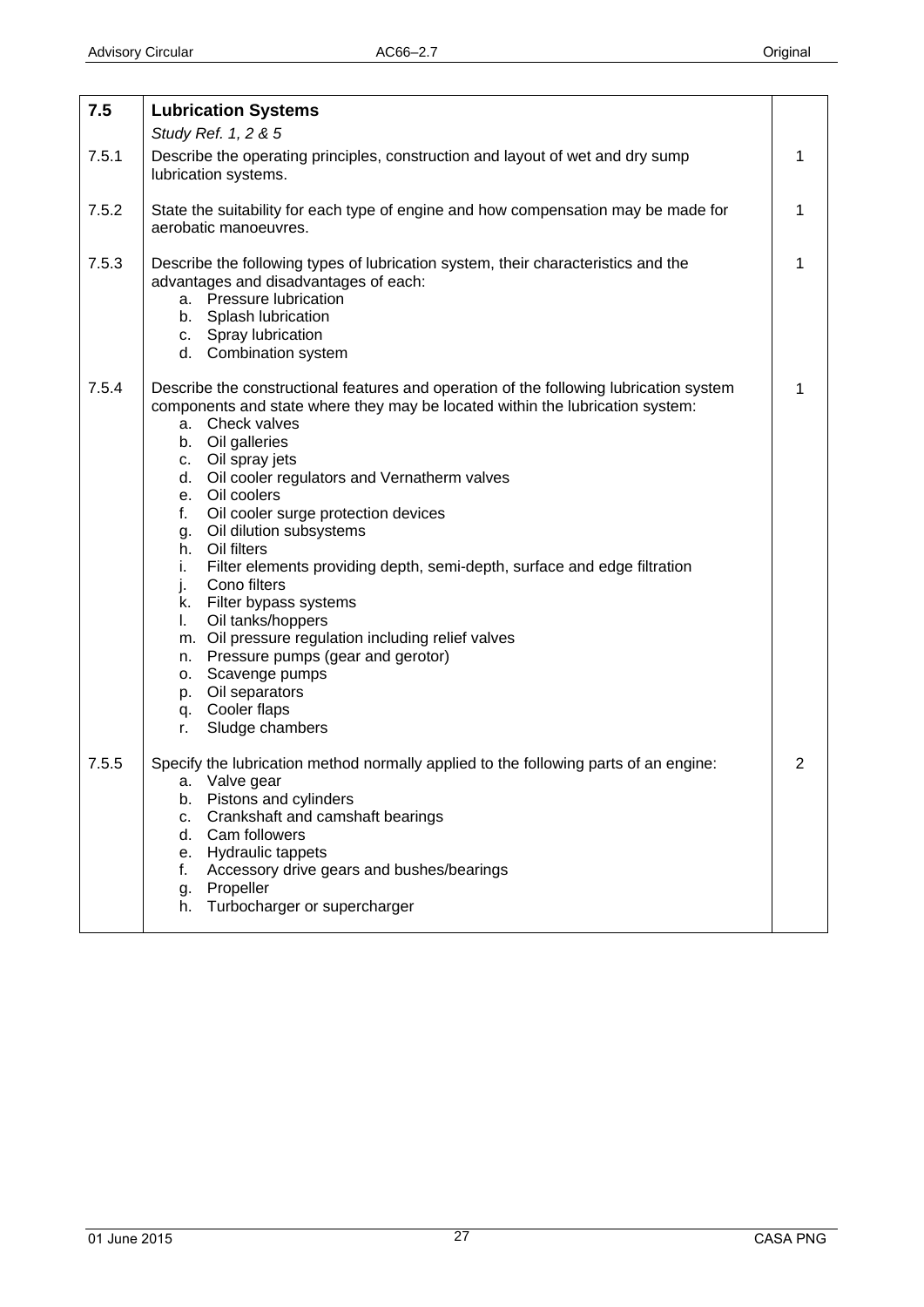| 7.5 | **Lubrication Systems**<br>*Study Ref. 1, 2 & 5* | |
|---|---|---|
| 7.5.1 | Describe the operating principles, construction and layout of wet and dry sump lubrication systems. | 1 |
| 7.5.2 | State the suitability for each type of engine and how compensation may be made for aerobatic manoeuvres. | 1 |
| 7.5.3 | Describe the following types of lubrication system, their characteristics and the advantages and disadvantages of each:<br>a. Pressure lubrication<br>b. Splash lubrication<br>c. Spray lubrication<br>d. Combination system | 1 |
| 7.5.4 | Describe the constructional features and operation of the following lubrication system components and state where they may be located within the lubrication system:<br>a. Check valves<br>b. Oil galleries<br>c. Oil spray jets<br>d. Oil cooler regulators and Vernatherm valves<br>e. Oil coolers<br>f. Oil cooler surge protection devices<br>g. Oil dilution subsystems<br>h. Oil filters<br>i. Filter elements providing depth, semi-depth, surface and edge filtration<br>j. Cono filters<br>k. Filter bypass systems<br>l. Oil tanks/hoppers<br>m. Oil pressure regulation including relief valves<br>n. Pressure pumps (gear and gerotor)<br>o. Scavenge pumps<br>p. Oil separators<br>q. Cooler flaps<br>r. Sludge chambers | 1 |
| 7.5.5 | Specify the lubrication method normally applied to the following parts of an engine:<br>a. Valve gear<br>b. Pistons and cylinders<br>c. Crankshaft and camshaft bearings<br>d. Cam followers<br>e. Hydraulic tappets<br>f. Accessory drive gears and bushes/bearings<br>g. Propeller<br>h. Turbocharger or supercharger | 2 |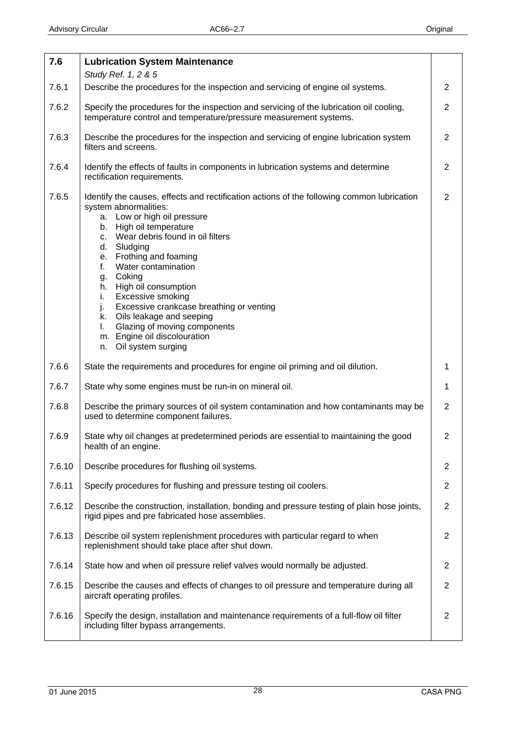| 7.6 | **Lubrication System Maintenance**<br>*Study Ref. 1, 2 & 5* | |
|---|---|---|
| 7.6.1 | Describe the procedures for the inspection and servicing of engine oil systems. | 2 |
| 7.6.2 | Specify the procedures for the inspection and servicing of the lubrication oil cooling, temperature control and temperature/pressure measurement systems. | 2 |
| 7.6.3 | Describe the procedures for the inspection and servicing of engine lubrication system filters and screens. | 2 |
| 7.6.4 | Identify the effects of faults in components in lubrication systems and determine rectification requirements. | 2 |
| 7.6.5 | Identify the causes, effects and rectification actions of the following common lubrication system abnormalities:<br>a. Low or high oil pressure<br>b. High oil temperature<br>c. Wear debris found in oil filters<br>d. Sludging<br>e. Frothing and foaming<br>f. Water contamination<br>g. Coking<br>h. High oil consumption<br>i. Excessive smoking<br>j. Excessive crankcase breathing or venting<br>k. Oils leakage and seeping<br>l. Glazing of moving components<br>m. Engine oil discolouration<br>n. Oil system surging | 2 |
| 7.6.6 | State the requirements and procedures for engine oil priming and oil dilution. | 1 |
| 7.6.7 | State why some engines must be run-in on mineral oil. | 1 |
| 7.6.8 | Describe the primary sources of oil system contamination and how contaminants may be used to determine component failures. | 2 |
| 7.6.9 | State why oil changes at predetermined periods are essential to maintaining the good health of an engine. | 2 |
| 7.6.10 | Describe procedures for flushing oil systems. | 2 |
| 7.6.11 | Specify procedures for flushing and pressure testing oil coolers. | 2 |
| 7.6.12 | Describe the construction, installation, bonding and pressure testing of plain hose joints, rigid pipes and pre fabricated hose assemblies. | 2 |
| 7.6.13 | Describe oil system replenishment procedures with particular regard to when replenishment should take place after shut down. | 2 |
| 7.6.14 | State how and when oil pressure relief valves would normally be adjusted. | 2 |
| 7.6.15 | Describe the causes and effects of changes to oil pressure and temperature during all aircraft operating profiles. | 2 |
| 7.6.16 | Specify the design, installation and maintenance requirements of a full-flow oil filter including filter bypass arrangements. | 2 |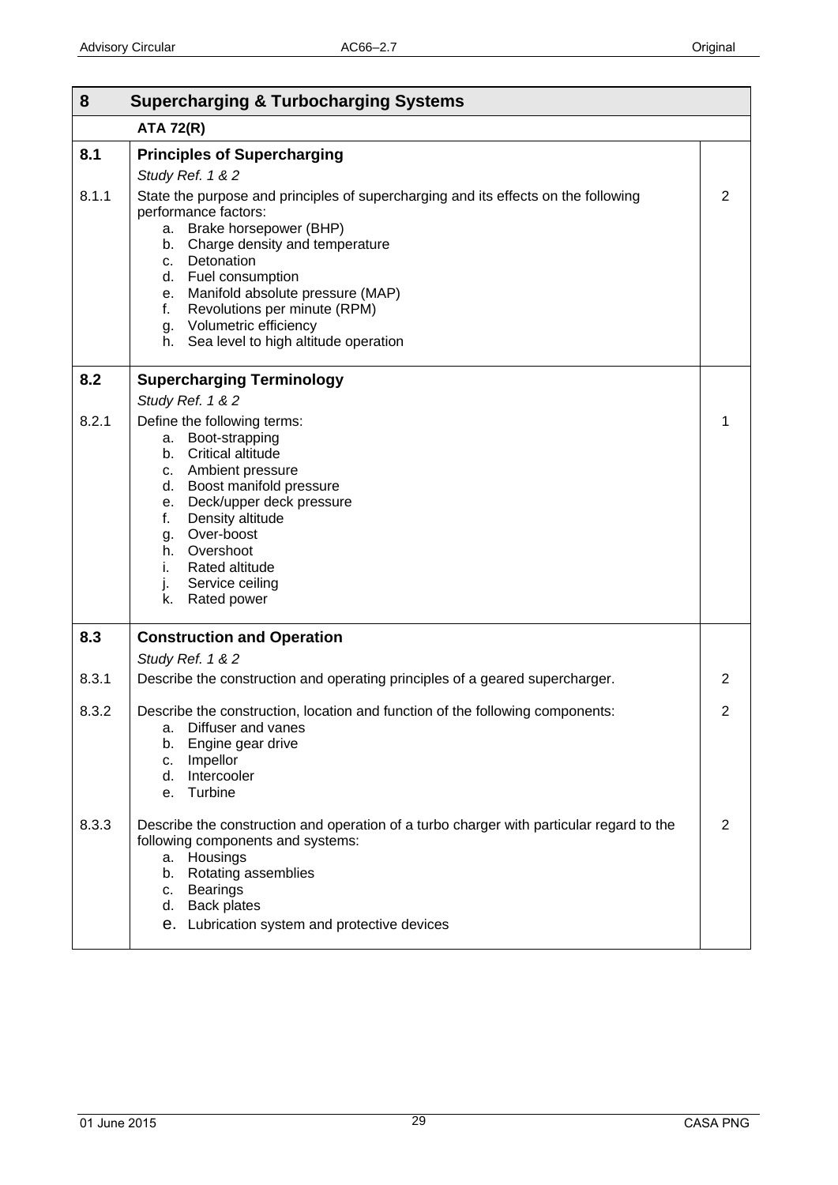| 8 | Supercharging & Turbocharging Systems | |
|---|---|---|
| | **ATA 72(R)** | |
| **8.1** | **Principles of Supercharging**<br>*Study Ref. 1 & 2* | |
| 8.1.1 | State the purpose and principles of supercharging and its effects on the following performance factors:<br>a. Brake horsepower (BHP)<br>b. Charge density and temperature<br>c. Detonation<br>d. Fuel consumption<br>e. Manifold absolute pressure (MAP)<br>f. Revolutions per minute (RPM)<br>g. Volumetric efficiency<br>h. Sea level to high altitude operation | 2 |
| **8.2** | **Supercharging Terminology**<br>*Study Ref. 1 & 2* | |
| 8.2.1 | Define the following terms:<br>a. Boot-strapping<br>b. Critical altitude<br>c. Ambient pressure<br>d. Boost manifold pressure<br>e. Deck/upper deck pressure<br>f. Density altitude<br>g. Over-boost<br>h. Overshoot<br>i. Rated altitude<br>j. Service ceiling<br>k. Rated power | 1 |
| **8.3** | **Construction and Operation**<br>*Study Ref. 1 & 2* | |
| 8.3.1 | Describe the construction and operating principles of a geared supercharger. | 2 |
| 8.3.2 | Describe the construction, location and function of the following components:<br>a. Diffuser and vanes<br>b. Engine gear drive<br>c. Impellor<br>d. Intercooler<br>e. Turbine | 2 |
| 8.3.3 | Describe the construction and operation of a turbo charger with particular regard to the following components and systems:<br>a. Housings<br>b. Rotating assemblies<br>c. Bearings<br>d. Back plates<br>e. Lubrication system and protective devices | 2 |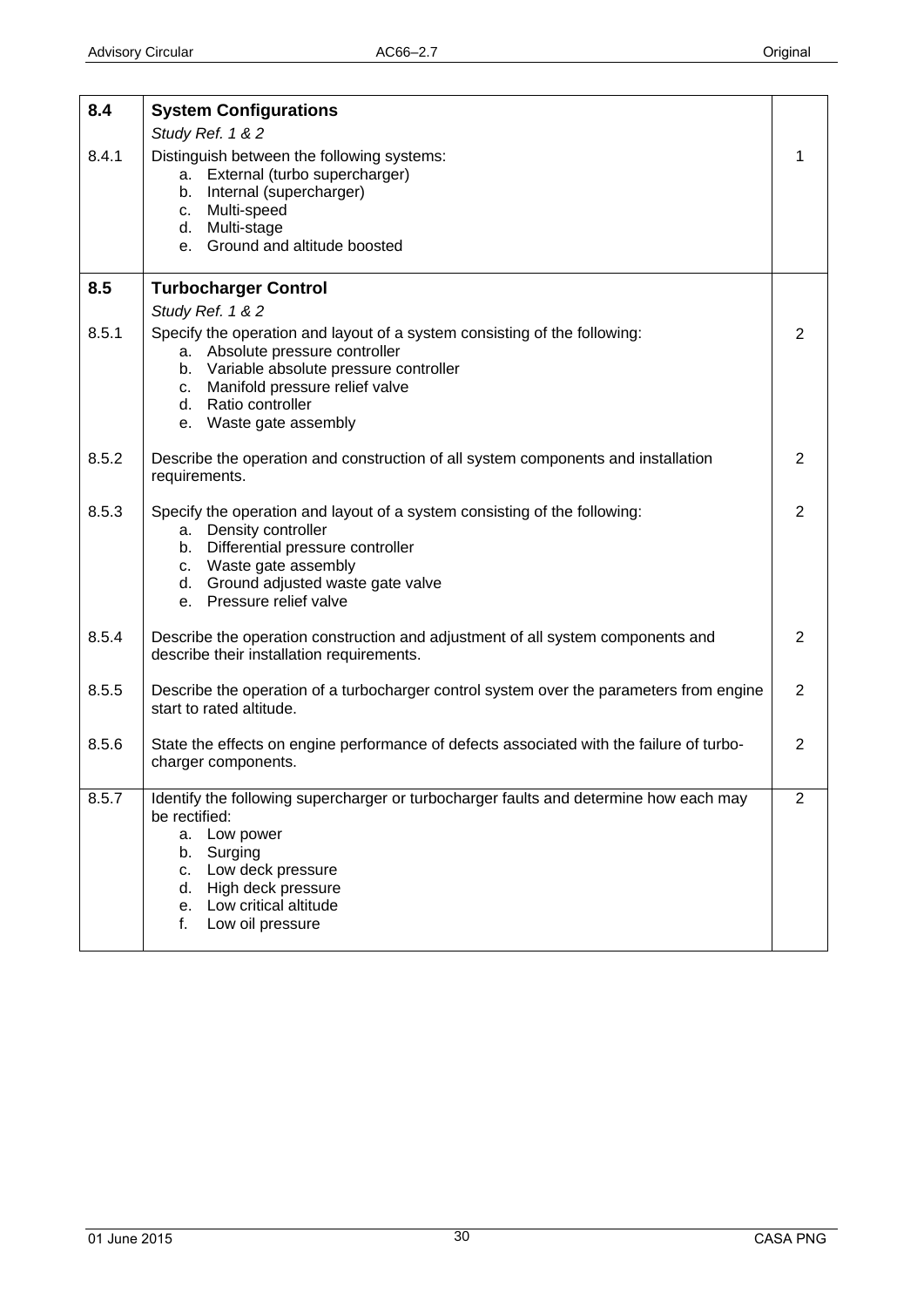| | | |
|---|---|---|
| **8.4** | **System Configurations**<br>*Study Ref. 1 & 2* | |
| 8.4.1 | Distinguish between the following systems:<br>a. External (turbo supercharger)<br>b. Internal (supercharger)<br>c. Multi-speed<br>d. Multi-stage<br>e. Ground and altitude boosted | 1 |
| **8.5** | **Turbocharger Control**<br>*Study Ref. 1 & 2* | |
| 8.5.1 | Specify the operation and layout of a system consisting of the following:<br>a. Absolute pressure controller<br>b. Variable absolute pressure controller<br>c. Manifold pressure relief valve<br>d. Ratio controller<br>e. Waste gate assembly | 2 |
| 8.5.2 | Describe the operation and construction of all system components and installation requirements. | 2 |
| 8.5.3 | Specify the operation and layout of a system consisting of the following:<br>a. Density controller<br>b. Differential pressure controller<br>c. Waste gate assembly<br>d. Ground adjusted waste gate valve<br>e. Pressure relief valve | 2 |
| 8.5.4 | Describe the operation construction and adjustment of all system components and describe their installation requirements. | 2 |
| 8.5.5 | Describe the operation of a turbocharger control system over the parameters from engine start to rated altitude. | 2 |
| 8.5.6 | State the effects on engine performance of defects associated with the failure of turbo-charger components. | 2 |
| 8.5.7 | Identify the following supercharger or turbocharger faults and determine how each may be rectified:<br>a. Low power<br>b. Surging<br>c. Low deck pressure<br>d. High deck pressure<br>e. Low critical altitude<br>f. Low oil pressure | 2 |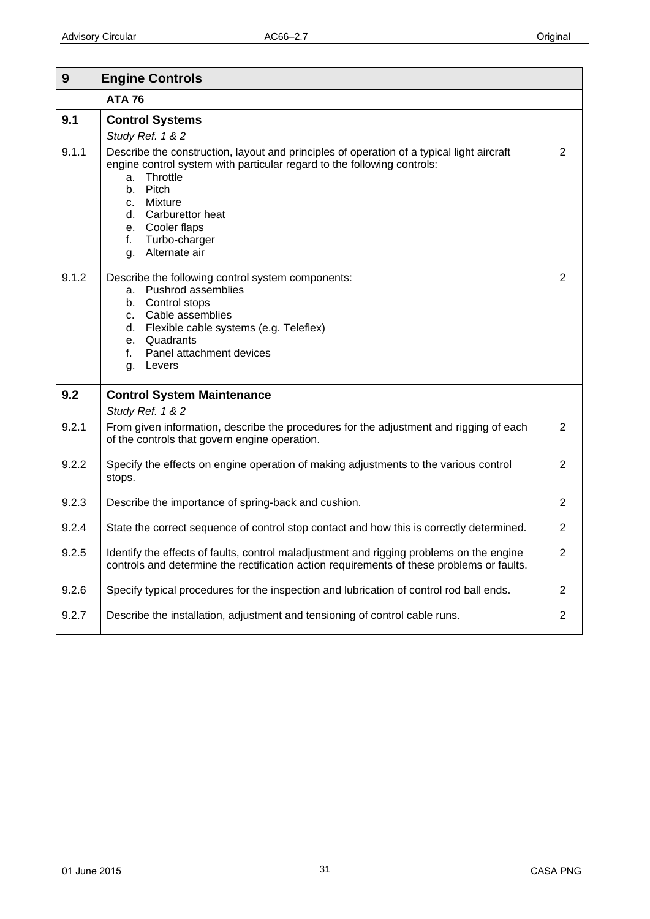| 9 | Engine Controls | |
|---|---|---|
| | **ATA 76** | |
| **9.1** | **Control Systems**<br>*Study Ref. 1 & 2* | |
| 9.1.1 | Describe the construction, layout and principles of operation of a typical light aircraft engine control system with particular regard to the following controls:<br>a. Throttle<br>b. Pitch<br>c. Mixture<br>d. Carburettor heat<br>e. Cooler flaps<br>f. Turbo-charger<br>g. Alternate air | 2 |
| 9.1.2 | Describe the following control system components:<br>a. Pushrod assemblies<br>b. Control stops<br>c. Cable assemblies<br>d. Flexible cable systems (e.g. Teleflex)<br>e. Quadrants<br>f. Panel attachment devices<br>g. Levers | 2 |
| **9.2** | **Control System Maintenance**<br>*Study Ref. 1 & 2* | |
| 9.2.1 | From given information, describe the procedures for the adjustment and rigging of each of the controls that govern engine operation. | 2 |
| 9.2.2 | Specify the effects on engine operation of making adjustments to the various control stops. | 2 |
| 9.2.3 | Describe the importance of spring-back and cushion. | 2 |
| 9.2.4 | State the correct sequence of control stop contact and how this is correctly determined. | 2 |
| 9.2.5 | Identify the effects of faults, control maladjustment and rigging problems on the engine controls and determine the rectification action requirements of these problems or faults. | 2 |
| 9.2.6 | Specify typical procedures for the inspection and lubrication of control rod ball ends. | 2 |
| 9.2.7 | Describe the installation, adjustment and tensioning of control cable runs. | 2 |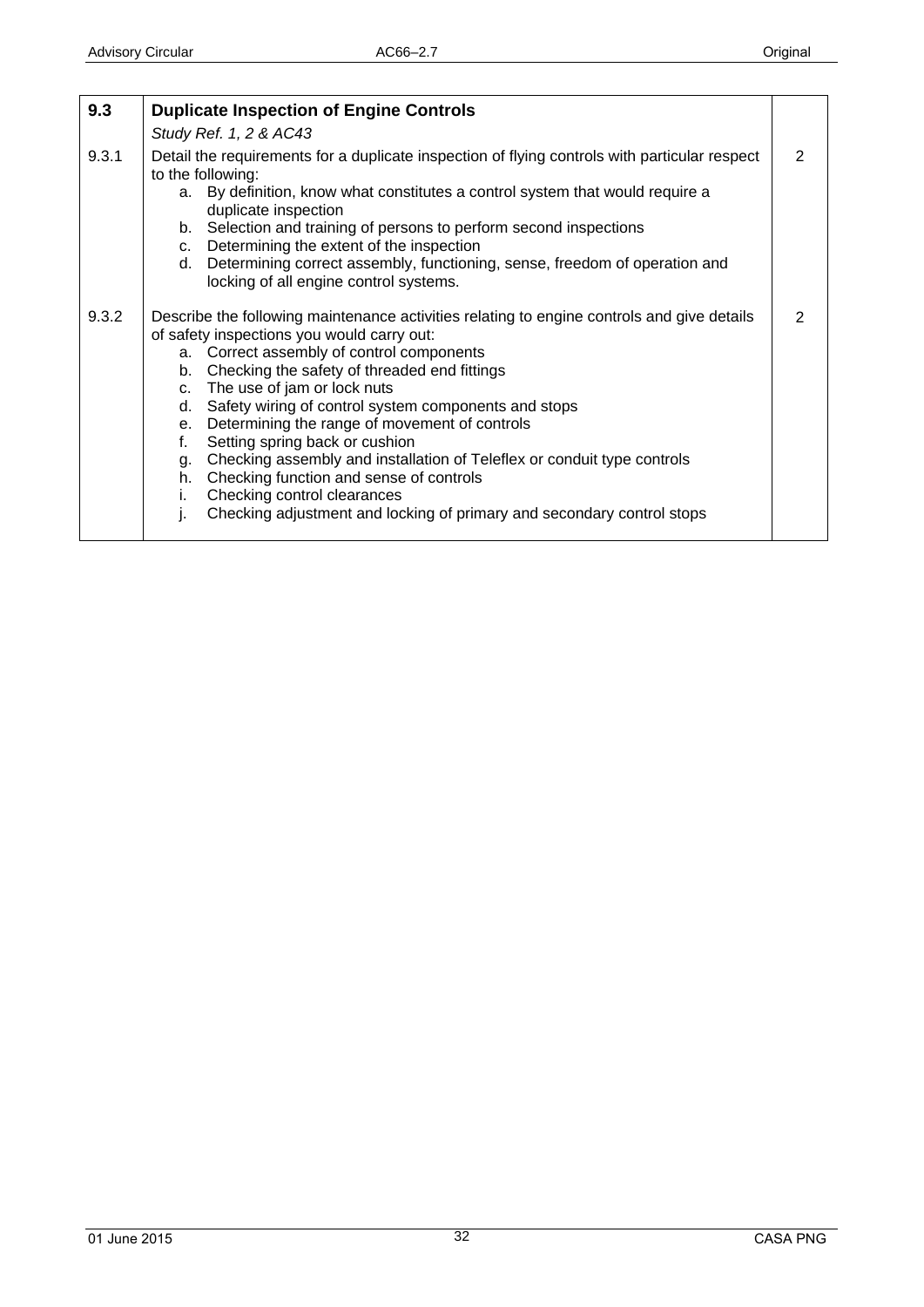| 9.3 | **Duplicate Inspection of Engine Controls** | |
|---|---|---|
| | *Study Ref. 1, 2 & AC43* | |
| 9.3.1 | Detail the requirements for a duplicate inspection of flying controls with particular respect to the following:<br>a. By definition, know what constitutes a control system that would require a duplicate inspection<br>b. Selection and training of persons to perform second inspections<br>c. Determining the extent of the inspection<br>d. Determining correct assembly, functioning, sense, freedom of operation and locking of all engine control systems. | 2 |
| 9.3.2 | Describe the following maintenance activities relating to engine controls and give details of safety inspections you would carry out:<br>a. Correct assembly of control components<br>b. Checking the safety of threaded end fittings<br>c. The use of jam or lock nuts<br>d. Safety wiring of control system components and stops<br>e. Determining the range of movement of controls<br>f. Setting spring back or cushion<br>g. Checking assembly and installation of Teleflex or conduit type controls<br>h. Checking function and sense of controls<br>i. Checking control clearances<br>j. Checking adjustment and locking of primary and secondary control stops | 2 |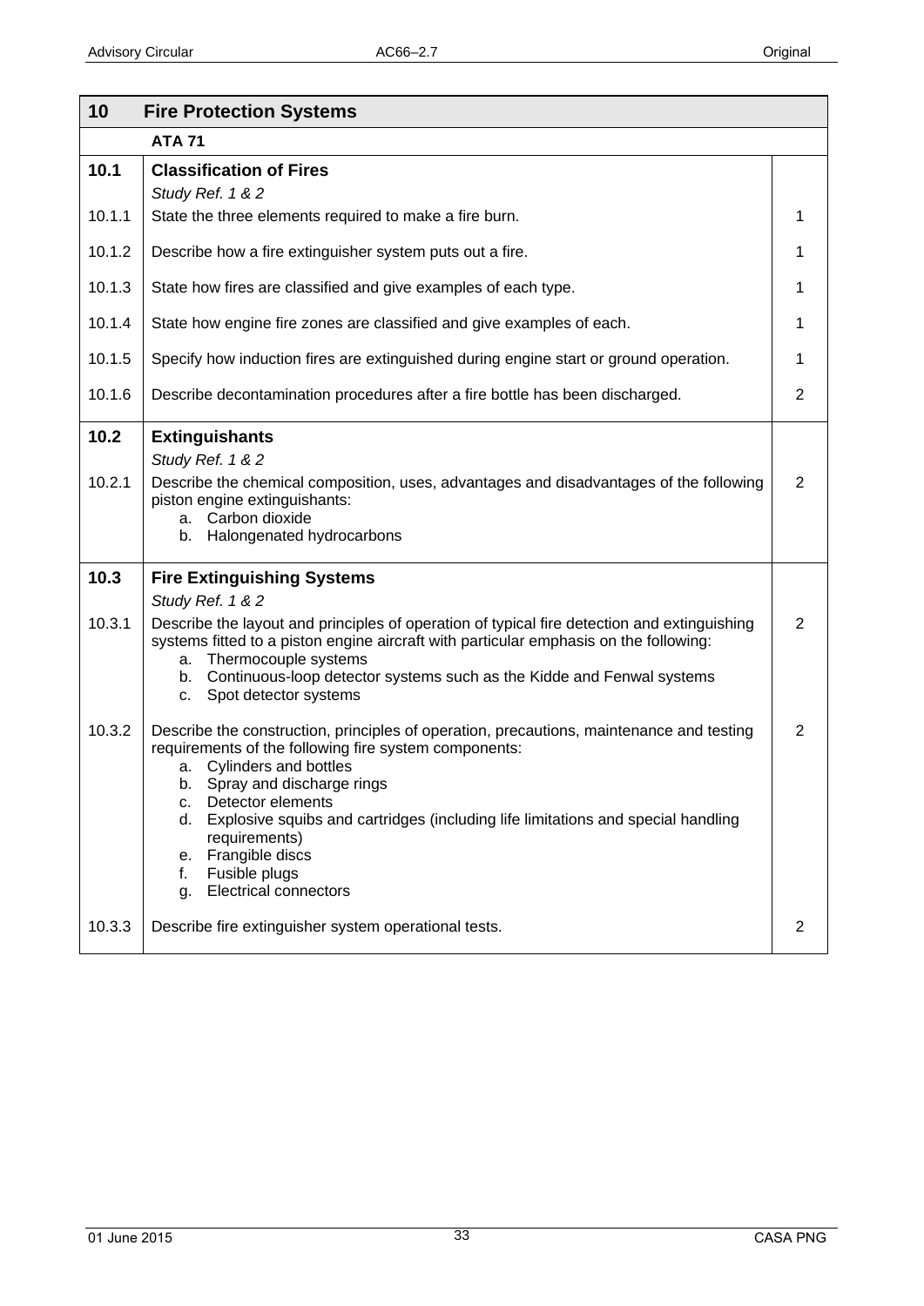| 10 | Fire Protection Systems | |
|---|---|---|
| | **ATA 71** | |
| **10.1** | **Classification of Fires** | |
| | *Study Ref. 1 & 2* | |
| 10.1.1 | State the three elements required to make a fire burn. | 1 |
| 10.1.2 | Describe how a fire extinguisher system puts out a fire. | 1 |
| 10.1.3 | State how fires are classified and give examples of each type. | 1 |
| 10.1.4 | State how engine fire zones are classified and give examples of each. | 1 |
| 10.1.5 | Specify how induction fires are extinguished during engine start or ground operation. | 1 |
| 10.1.6 | Describe decontamination procedures after a fire bottle has been discharged. | 2 |
| **10.2** | **Extinguishants** | |
| | *Study Ref. 1 & 2* | |
| 10.2.1 | Describe the chemical composition, uses, advantages and disadvantages of the following piston engine extinguishants:<br>a. Carbon dioxide<br>b. Halongenated hydrocarbons | 2 |
| **10.3** | **Fire Extinguishing Systems** | |
| | *Study Ref. 1 & 2* | |
| 10.3.1 | Describe the layout and principles of operation of typical fire detection and extinguishing systems fitted to a piston engine aircraft with particular emphasis on the following:<br>a. Thermocouple systems<br>b. Continuous-loop detector systems such as the Kidde and Fenwal systems<br>c. Spot detector systems | 2 |
| 10.3.2 | Describe the construction, principles of operation, precautions, maintenance and testing requirements of the following fire system components:<br>a. Cylinders and bottles<br>b. Spray and discharge rings<br>c. Detector elements<br>d. Explosive squibs and cartridges (including life limitations and special handling requirements)<br>e. Frangible discs<br>f. Fusible plugs<br>g. Electrical connectors | 2 |
| 10.3.3 | Describe fire extinguisher system operational tests. | 2 |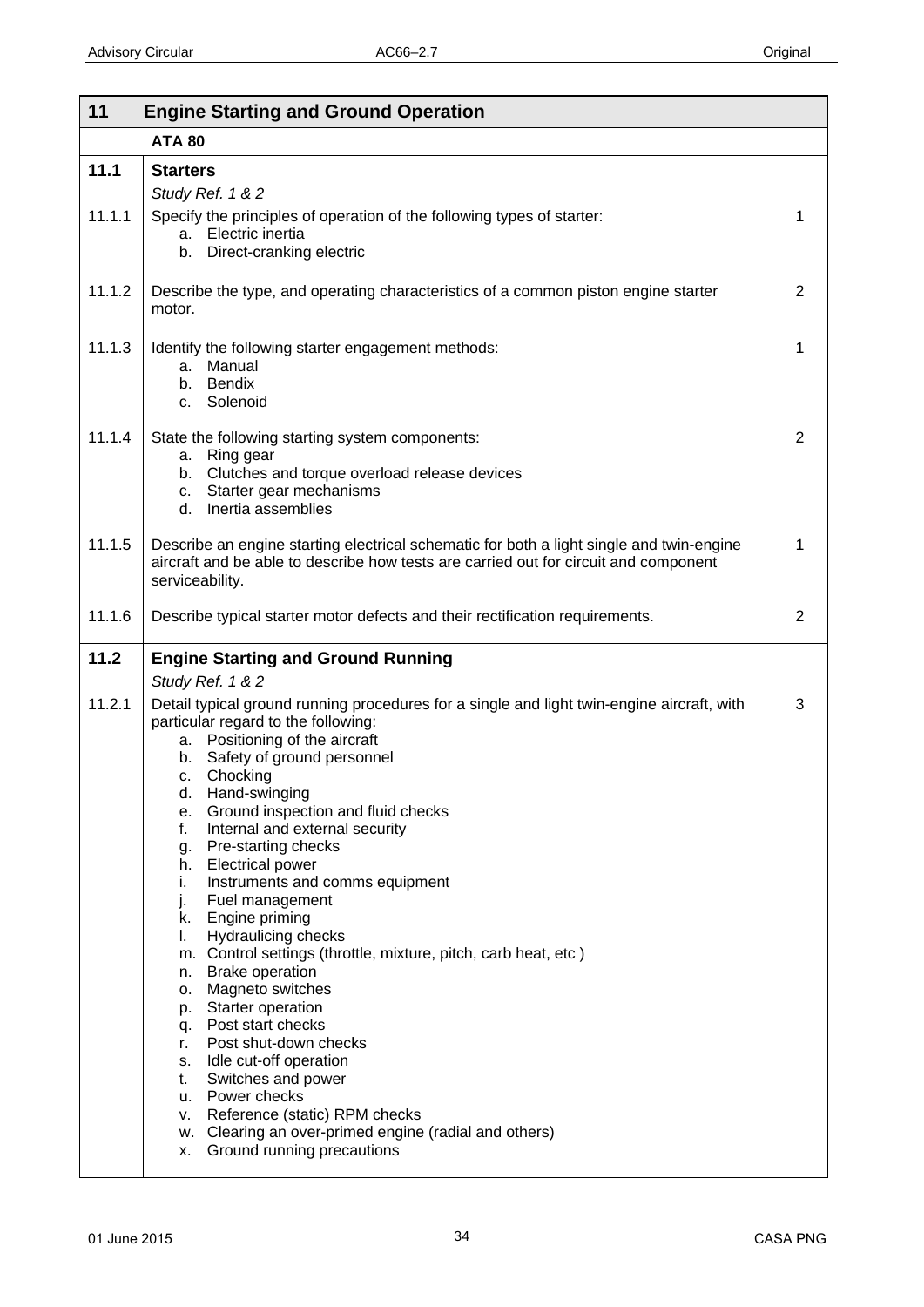| 11 | Engine Starting and Ground Operation | |
|---|---|---|
| | **ATA 80** | |
| **11.1** | **Starters**<br>*Study Ref. 1 & 2* | |
| 11.1.1 | Specify the principles of operation of the following types of starter:<br>a. Electric inertia<br>b. Direct-cranking electric | 1 |
| 11.1.2 | Describe the type, and operating characteristics of a common piston engine starter motor. | 2 |
| 11.1.3 | Identify the following starter engagement methods:<br>a. Manual<br>b. Bendix<br>c. Solenoid | 1 |
| 11.1.4 | State the following starting system components:<br>a. Ring gear<br>b. Clutches and torque overload release devices<br>c. Starter gear mechanisms<br>d. Inertia assemblies | 2 |
| 11.1.5 | Describe an engine starting electrical schematic for both a light single and twin-engine aircraft and be able to describe how tests are carried out for circuit and component serviceability. | 1 |
| 11.1.6 | Describe typical starter motor defects and their rectification requirements. | 2 |
| **11.2** | **Engine Starting and Ground Running**<br>*Study Ref. 1 & 2* | |
| 11.2.1 | Detail typical ground running procedures for a single and light twin-engine aircraft, with particular regard to the following:<br>a. Positioning of the aircraft<br>b. Safety of ground personnel<br>c. Chocking<br>d. Hand-swinging<br>e. Ground inspection and fluid checks<br>f. Internal and external security<br>g. Pre-starting checks<br>h. Electrical power<br>i. Instruments and comms equipment<br>j. Fuel management<br>k. Engine priming<br>l. Hydraulicing checks<br>m. Control settings (throttle, mixture, pitch, carb heat, etc )<br>n. Brake operation<br>o. Magneto switches<br>p. Starter operation<br>q. Post start checks<br>r. Post shut-down checks<br>s. Idle cut-off operation<br>t. Switches and power<br>u. Power checks<br>v. Reference (static) RPM checks<br>w. Clearing an over-primed engine (radial and others)<br>x. Ground running precautions | 3 |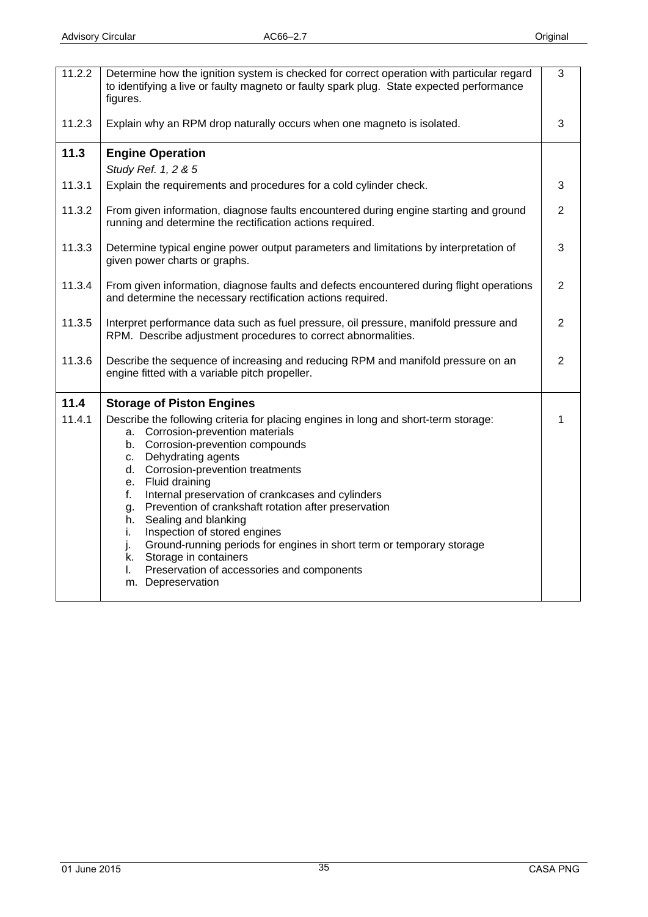| | | |
|---|---|---|
| 11.2.2 | Determine how the ignition system is checked for correct operation with particular regard to identifying a live or faulty magneto or faulty spark plug. State expected performance figures. | 3 |
| 11.2.3 | Explain why an RPM drop naturally occurs when one magneto is isolated. | 3 |
| **11.3** | **Engine Operation**<br>*Study Ref. 1, 2 & 5* | |
| 11.3.1 | Explain the requirements and procedures for a cold cylinder check. | 3 |
| 11.3.2 | From given information, diagnose faults encountered during engine starting and ground running and determine the rectification actions required. | 2 |
| 11.3.3 | Determine typical engine power output parameters and limitations by interpretation of given power charts or graphs. | 3 |
| 11.3.4 | From given information, diagnose faults and defects encountered during flight operations and determine the necessary rectification actions required. | 2 |
| 11.3.5 | Interpret performance data such as fuel pressure, oil pressure, manifold pressure and RPM. Describe adjustment procedures to correct abnormalities. | 2 |
| 11.3.6 | Describe the sequence of increasing and reducing RPM and manifold pressure on an engine fitted with a variable pitch propeller. | 2 |
| **11.4** | **Storage of Piston Engines** | |
| 11.4.1 | Describe the following criteria for placing engines in long and short-term storage:<br>a. Corrosion-prevention materials<br>b. Corrosion-prevention compounds<br>c. Dehydrating agents<br>d. Corrosion-prevention treatments<br>e. Fluid draining<br>f. Internal preservation of crankcases and cylinders<br>g. Prevention of crankshaft rotation after preservation<br>h. Sealing and blanking<br>i. Inspection of stored engines<br>j. Ground-running periods for engines in short term or temporary storage<br>k. Storage in containers<br>l. Preservation of accessories and components<br>m. Depreservation | 1 |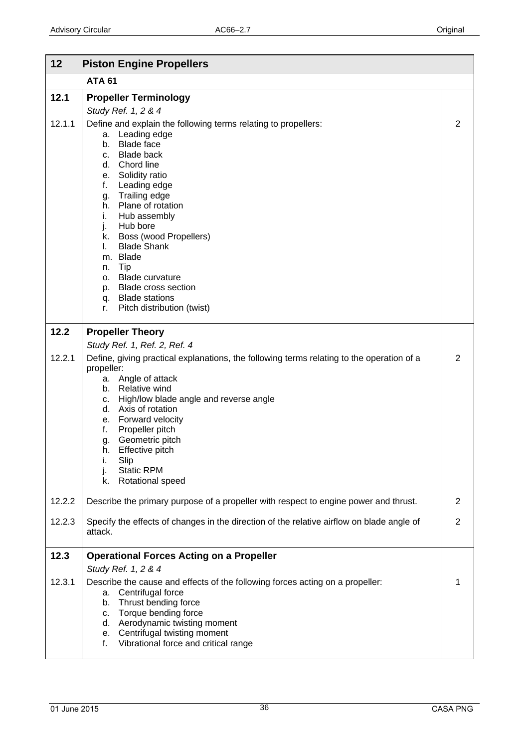| 12 | Piston Engine Propellers | |
|---|---|---|
| | **ATA 61** | |
| **12.1** | **Propeller Terminology** | |
| | *Study Ref. 1, 2 & 4* | |
| 12.1.1 | Define and explain the following terms relating to propellers:<br>a. Leading edge<br>b. Blade face<br>c. Blade back<br>d. Chord line<br>e. Solidity ratio<br>f. Leading edge<br>g. Trailing edge<br>h. Plane of rotation<br>i. Hub assembly<br>j. Hub bore<br>k. Boss (wood Propellers)<br>l. Blade Shank<br>m. Blade<br>n. Tip<br>o. Blade curvature<br>p. Blade cross section<br>q. Blade stations<br>r. Pitch distribution (twist) | 2 |
| **12.2** | **Propeller Theory** | |
| | *Study Ref. 1, Ref. 2, Ref. 4* | |
| 12.2.1 | Define, giving practical explanations, the following terms relating to the operation of a propeller:<br>a. Angle of attack<br>b. Relative wind<br>c. High/low blade angle and reverse angle<br>d. Axis of rotation<br>e. Forward velocity<br>f. Propeller pitch<br>g. Geometric pitch<br>h. Effective pitch<br>i. Slip<br>j. Static RPM<br>k. Rotational speed | 2 |
| 12.2.2 | Describe the primary purpose of a propeller with respect to engine power and thrust. | 2 |
| 12.2.3 | Specify the effects of changes in the direction of the relative airflow on blade angle of attack. | 2 |
| **12.3** | **Operational Forces Acting on a Propeller** | |
| | *Study Ref. 1, 2 & 4* | |
| 12.3.1 | Describe the cause and effects of the following forces acting on a propeller:<br>a. Centrifugal force<br>b. Thrust bending force<br>c. Torque bending force<br>d. Aerodynamic twisting moment<br>e. Centrifugal twisting moment<br>f. Vibrational force and critical range | 1 |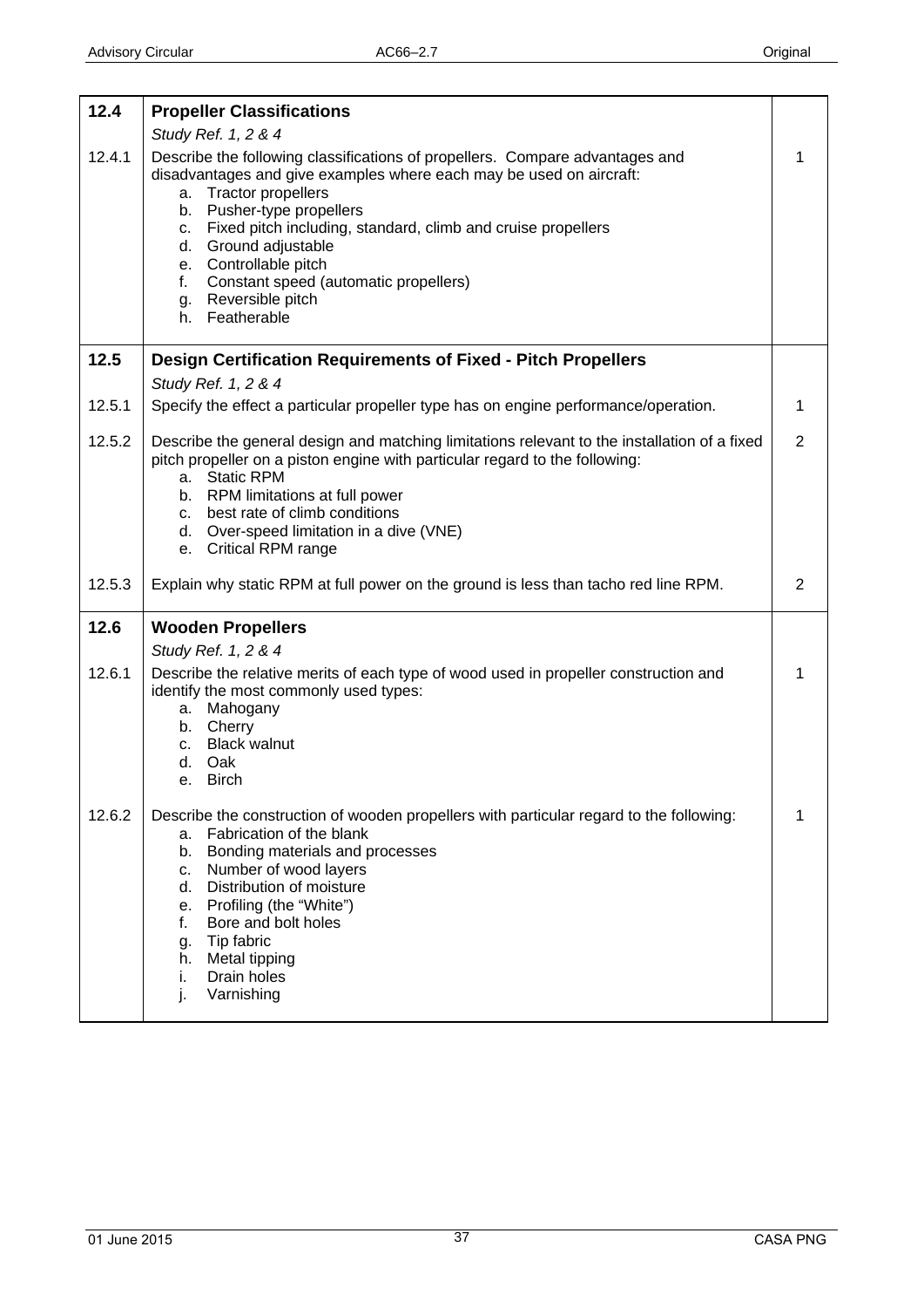| | | |
|---|---|---|
| **12.4** | **Propeller Classifications** | |
| | *Study Ref. 1, 2 & 4* | |
| 12.4.1 | Describe the following classifications of propellers. Compare advantages and disadvantages and give examples where each may be used on aircraft:<br>a. Tractor propellers<br>b. Pusher-type propellers<br>c. Fixed pitch including, standard, climb and cruise propellers<br>d. Ground adjustable<br>e. Controllable pitch<br>f. Constant speed (automatic propellers)<br>g. Reversible pitch<br>h. Featherable | 1 |
| **12.5** | **Design Certification Requirements of Fixed - Pitch Propellers** | |
| | *Study Ref. 1, 2 & 4* | |
| 12.5.1 | Specify the effect a particular propeller type has on engine performance/operation. | 1 |
| 12.5.2 | Describe the general design and matching limitations relevant to the installation of a fixed pitch propeller on a piston engine with particular regard to the following:<br>a. Static RPM<br>b. RPM limitations at full power<br>c. best rate of climb conditions<br>d. Over-speed limitation in a dive (VNE)<br>e. Critical RPM range | 2 |
| 12.5.3 | Explain why static RPM at full power on the ground is less than tacho red line RPM. | 2 |
| **12.6** | **Wooden Propellers** | |
| | *Study Ref. 1, 2 & 4* | |
| 12.6.1 | Describe the relative merits of each type of wood used in propeller construction and identify the most commonly used types:<br>a. Mahogany<br>b. Cherry<br>c. Black walnut<br>d. Oak<br>e. Birch | 1 |
| 12.6.2 | Describe the construction of wooden propellers with particular regard to the following:<br>a. Fabrication of the blank<br>b. Bonding materials and processes<br>c. Number of wood layers<br>d. Distribution of moisture<br>e. Profiling (the "White")<br>f. Bore and bolt holes<br>g. Tip fabric<br>h. Metal tipping<br>i. Drain holes<br>j. Varnishing | 1 |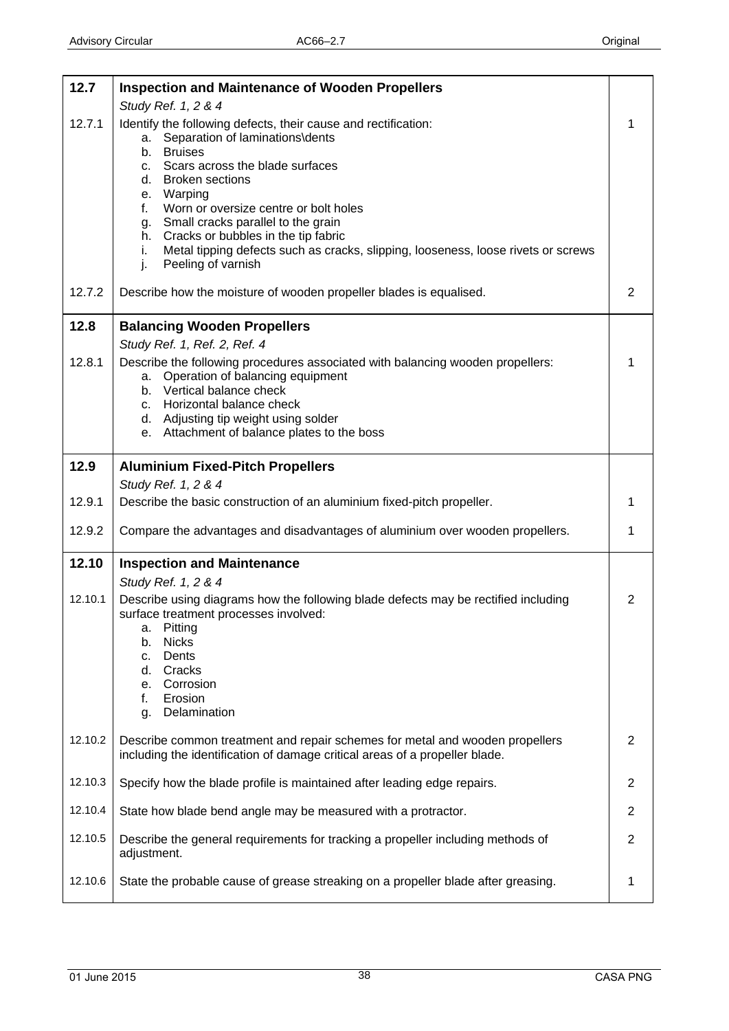| | | |
|---|---|---|
| **12.7** | **Inspection and Maintenance of Wooden Propellers**<br>*Study Ref. 1, 2 & 4* | |
| 12.7.1 | Identify the following defects, their cause and rectification:<br>a. Separation of laminations\dents<br>b. Bruises<br>c. Scars across the blade surfaces<br>d. Broken sections<br>e. Warping<br>f. Worn or oversize centre or bolt holes<br>g. Small cracks parallel to the grain<br>h. Cracks or bubbles in the tip fabric<br>i. Metal tipping defects such as cracks, slipping, looseness, loose rivets or screws<br>j. Peeling of varnish | 1 |
| 12.7.2 | Describe how the moisture of wooden propeller blades is equalised. | 2 |
| **12.8** | **Balancing Wooden Propellers**<br>*Study Ref. 1, Ref. 2, Ref. 4* | |
| 12.8.1 | Describe the following procedures associated with balancing wooden propellers:<br>a. Operation of balancing equipment<br>b. Vertical balance check<br>c. Horizontal balance check<br>d. Adjusting tip weight using solder<br>e. Attachment of balance plates to the boss | 1 |
| **12.9** | **Aluminium Fixed-Pitch Propellers**<br>*Study Ref. 1, 2 & 4* | |
| 12.9.1 | Describe the basic construction of an aluminium fixed-pitch propeller. | 1 |
| 12.9.2 | Compare the advantages and disadvantages of aluminium over wooden propellers. | 1 |
| **12.10** | **Inspection and Maintenance**<br>*Study Ref. 1, 2 & 4* | |
| 12.10.1 | Describe using diagrams how the following blade defects may be rectified including surface treatment processes involved:<br>a. Pitting<br>b. Nicks<br>c. Dents<br>d. Cracks<br>e. Corrosion<br>f. Erosion<br>g. Delamination | 2 |
| 12.10.2 | Describe common treatment and repair schemes for metal and wooden propellers including the identification of damage critical areas of a propeller blade. | 2 |
| 12.10.3 | Specify how the blade profile is maintained after leading edge repairs. | 2 |
| 12.10.4 | State how blade bend angle may be measured with a protractor. | 2 |
| 12.10.5 | Describe the general requirements for tracking a propeller including methods of adjustment. | 2 |
| 12.10.6 | State the probable cause of grease streaking on a propeller blade after greasing. | 1 |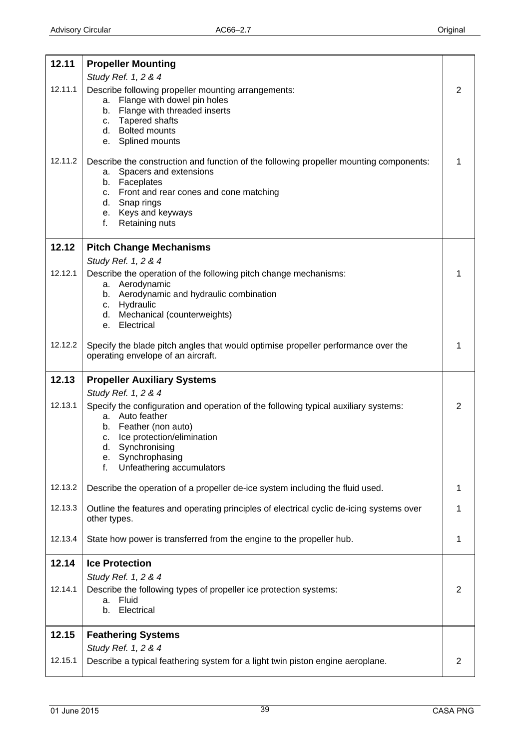| | | |
|---|---|---|
| **12.11** | **Propeller Mounting**<br>*Study Ref. 1, 2 & 4* | |
| 12.11.1 | Describe following propeller mounting arrangements:<br>a. Flange with dowel pin holes<br>b. Flange with threaded inserts<br>c. Tapered shafts<br>d. Bolted mounts<br>e. Splined mounts | 2 |
| 12.11.2 | Describe the construction and function of the following propeller mounting components:<br>a. Spacers and extensions<br>b. Faceplates<br>c. Front and rear cones and cone matching<br>d. Snap rings<br>e. Keys and keyways<br>f. Retaining nuts | 1 |
| **12.12** | **Pitch Change Mechanisms**<br>*Study Ref. 1, 2 & 4* | |
| 12.12.1 | Describe the operation of the following pitch change mechanisms:<br>a. Aerodynamic<br>b. Aerodynamic and hydraulic combination<br>c. Hydraulic<br>d. Mechanical (counterweights)<br>e. Electrical | 1 |
| 12.12.2 | Specify the blade pitch angles that would optimise propeller performance over the operating envelope of an aircraft. | 1 |
| **12.13** | **Propeller Auxiliary Systems**<br>*Study Ref. 1, 2 & 4* | |
| 12.13.1 | Specify the configuration and operation of the following typical auxiliary systems:<br>a. Auto feather<br>b. Feather (non auto)<br>c. Ice protection/elimination<br>d. Synchronising<br>e. Synchrophasing<br>f. Unfeathering accumulators | 2 |
| 12.13.2 | Describe the operation of a propeller de-ice system including the fluid used. | 1 |
| 12.13.3 | Outline the features and operating principles of electrical cyclic de-icing systems over other types. | 1 |
| 12.13.4 | State how power is transferred from the engine to the propeller hub. | 1 |
| **12.14** | **Ice Protection**<br>*Study Ref. 1, 2 & 4* | |
| 12.14.1 | Describe the following types of propeller ice protection systems:<br>a. Fluid<br>b. Electrical | 2 |
| **12.15** | **Feathering Systems**<br>*Study Ref. 1, 2 & 4* | |
| 12.15.1 | Describe a typical feathering system for a light twin piston engine aeroplane. | 2 |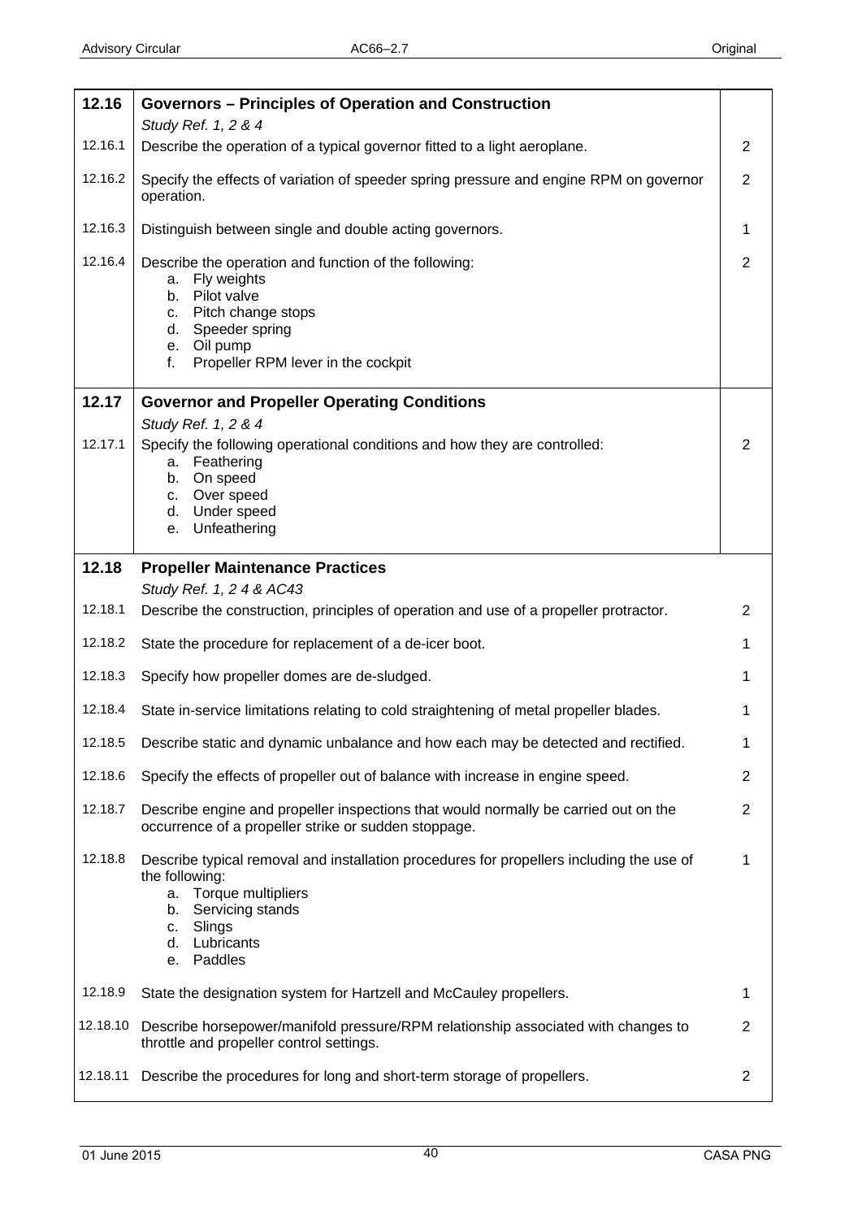| | | |
|---|---|---|
| **12.16** | **Governors – Principles of Operation and Construction**<br>*Study Ref. 1, 2 & 4* | |
| 12.16.1 | Describe the operation of a typical governor fitted to a light aeroplane. | 2 |
| 12.16.2 | Specify the effects of variation of speeder spring pressure and engine RPM on governor operation. | 2 |
| 12.16.3 | Distinguish between single and double acting governors. | 1 |
| 12.16.4 | Describe the operation and function of the following:<br>a. Fly weights<br>b. Pilot valve<br>c. Pitch change stops<br>d. Speeder spring<br>e. Oil pump<br>f. Propeller RPM lever in the cockpit | 2 |
| **12.17** | **Governor and Propeller Operating Conditions**<br>*Study Ref. 1, 2 & 4* | |
| 12.17.1 | Specify the following operational conditions and how they are controlled:<br>a. Feathering<br>b. On speed<br>c. Over speed<br>d. Under speed<br>e. Unfeathering | 2 |
| **12.18** | **Propeller Maintenance Practices**<br>*Study Ref. 1, 2 4 & AC43* | |
| 12.18.1 | Describe the construction, principles of operation and use of a propeller protractor. | 2 |
| 12.18.2 | State the procedure for replacement of a de-icer boot. | 1 |
| 12.18.3 | Specify how propeller domes are de-sludged. | 1 |
| 12.18.4 | State in-service limitations relating to cold straightening of metal propeller blades. | 1 |
| 12.18.5 | Describe static and dynamic unbalance and how each may be detected and rectified. | 1 |
| 12.18.6 | Specify the effects of propeller out of balance with increase in engine speed. | 2 |
| 12.18.7 | Describe engine and propeller inspections that would normally be carried out on the occurrence of a propeller strike or sudden stoppage. | 2 |
| 12.18.8 | Describe typical removal and installation procedures for propellers including the use of the following:<br>a. Torque multipliers<br>b. Servicing stands<br>c. Slings<br>d. Lubricants<br>e. Paddles | 1 |
| 12.18.9 | State the designation system for Hartzell and McCauley propellers. | 1 |
| 12.18.10 | Describe horsepower/manifold pressure/RPM relationship associated with changes to throttle and propeller control settings. | 2 |
| 12.18.11 | Describe the procedures for long and short-term storage of propellers. | 2 |